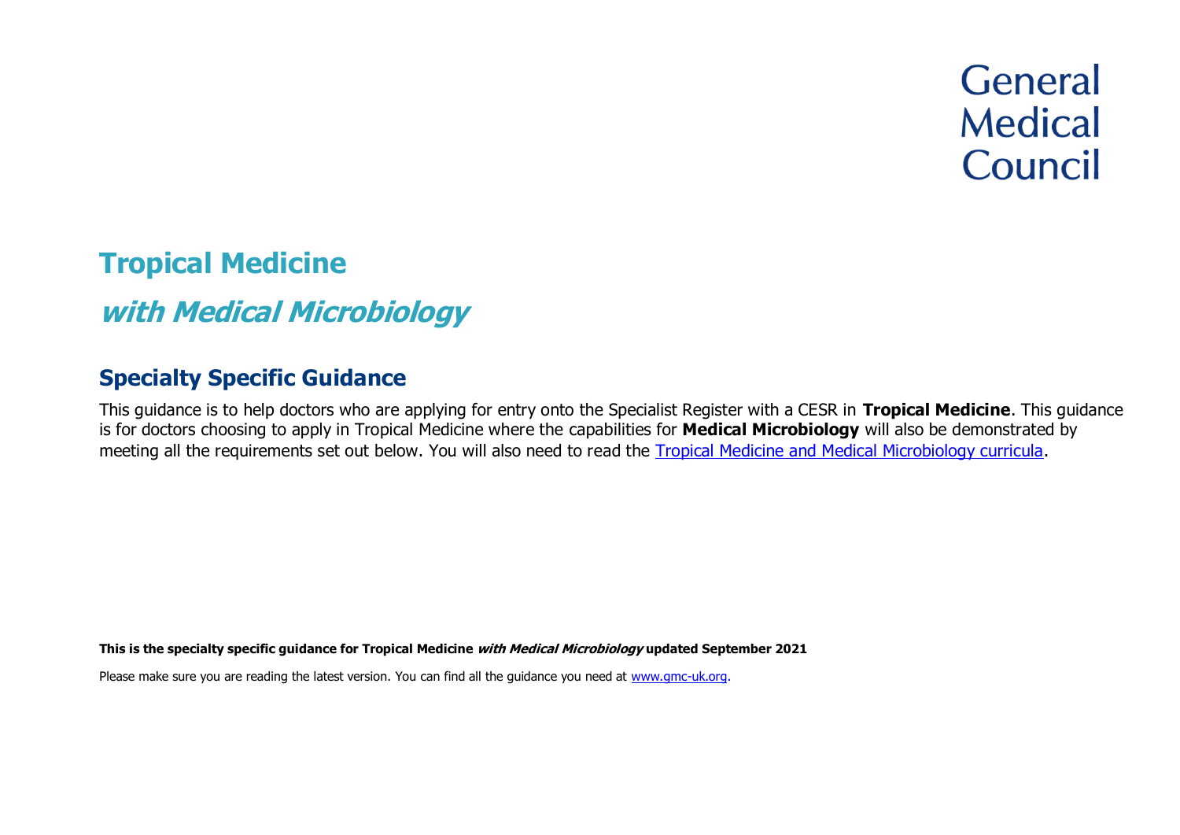General
Medical
Council

# Tropical Medicine

## *with Medical Microbiology*

## Specialty Specific Guidance

This guidance is to help doctors who are applying for entry onto the Specialist Register with a CESR in **Tropical Medicine**. This guidance is for doctors choosing to apply in Tropical Medicine where the capabilities for **Medical Microbiology** will also be demonstrated by meeting all the requirements set out below. You will also need to read the [Tropical Medicine and Medical Microbiology curricula](#).

**This is the specialty specific guidance for Tropical Medicine *with Medical Microbiology* updated September 2021**

Please make sure you are reading the latest version. You can find all the guidance you need at [www.gmc-uk.org](http://www.gmc-uk.org).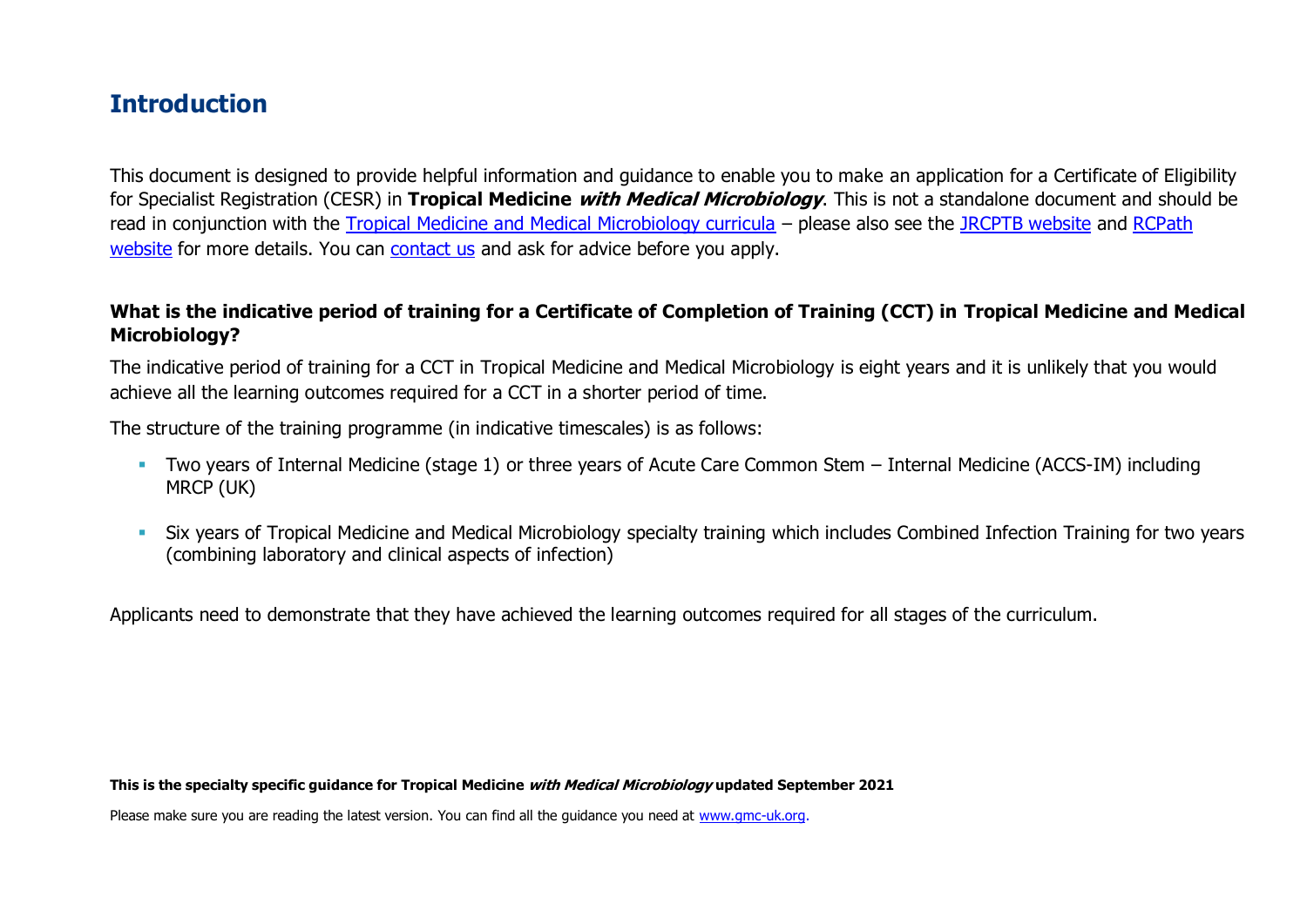## Introduction

This document is designed to provide helpful information and guidance to enable you to make an application for a Certificate of Eligibility for Specialist Registration (CESR) in **Tropical Medicine *with Medical Microbiology***. This is not a standalone document and should be read in conjunction with the Tropical Medicine and Medical Microbiology curricula – please also see the JRCPTB website and RCPath website for more details. You can contact us and ask for advice before you apply.

**What is the indicative period of training for a Certificate of Completion of Training (CCT) in Tropical Medicine and Medical Microbiology?**

The indicative period of training for a CCT in Tropical Medicine and Medical Microbiology is eight years and it is unlikely that you would achieve all the learning outcomes required for a CCT in a shorter period of time.

The structure of the training programme (in indicative timescales) is as follows:

- Two years of Internal Medicine (stage 1) or three years of Acute Care Common Stem – Internal Medicine (ACCS-IM) including MRCP (UK)
- Six years of Tropical Medicine and Medical Microbiology specialty training which includes Combined Infection Training for two years (combining laboratory and clinical aspects of infection)

Applicants need to demonstrate that they have achieved the learning outcomes required for all stages of the curriculum.

**This is the specialty specific guidance for Tropical Medicine *with Medical Microbiology* updated September 2021**

Please make sure you are reading the latest version. You can find all the guidance you need at www.gmc-uk.org.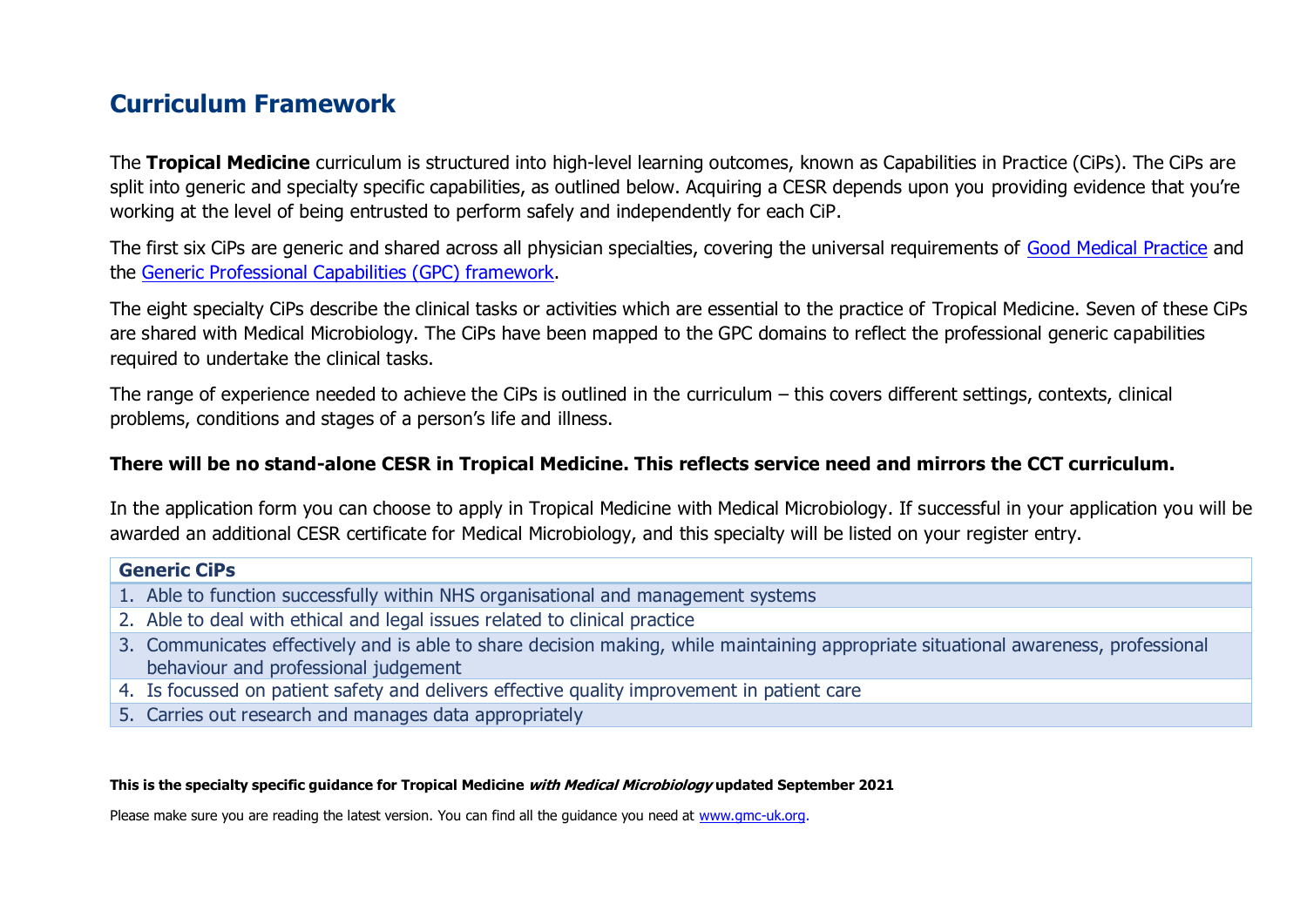## Curriculum Framework

The **Tropical Medicine** curriculum is structured into high-level learning outcomes, known as Capabilities in Practice (CiPs). The CiPs are split into generic and specialty specific capabilities, as outlined below. Acquiring a CESR depends upon you providing evidence that you're working at the level of being entrusted to perform safely and independently for each CiP.

The first six CiPs are generic and shared across all physician specialties, covering the universal requirements of [Good Medical Practice](#) and the [Generic Professional Capabilities (GPC) framework](#).

The eight specialty CiPs describe the clinical tasks or activities which are essential to the practice of Tropical Medicine. Seven of these CiPs are shared with Medical Microbiology. The CiPs have been mapped to the GPC domains to reflect the professional generic capabilities required to undertake the clinical tasks.

The range of experience needed to achieve the CiPs is outlined in the curriculum – this covers different settings, contexts, clinical problems, conditions and stages of a person's life and illness.

**There will be no stand-alone CESR in Tropical Medicine. This reflects service need and mirrors the CCT curriculum.**

In the application form you can choose to apply in Tropical Medicine with Medical Microbiology. If successful in your application you will be awarded an additional CESR certificate for Medical Microbiology, and this specialty will be listed on your register entry.

| Generic CiPs |
|---|
| 1. Able to function successfully within NHS organisational and management systems |
| 2. Able to deal with ethical and legal issues related to clinical practice |
| 3. Communicates effectively and is able to share decision making, while maintaining appropriate situational awareness, professional behaviour and professional judgement |
| 4. Is focussed on patient safety and delivers effective quality improvement in patient care |
| 5. Carries out research and manages data appropriately |

**This is the specialty specific guidance for Tropical Medicine *with Medical Microbiology* updated September 2021**

Please make sure you are reading the latest version. You can find all the guidance you need at [www.gmc-uk.org](http://www.gmc-uk.org).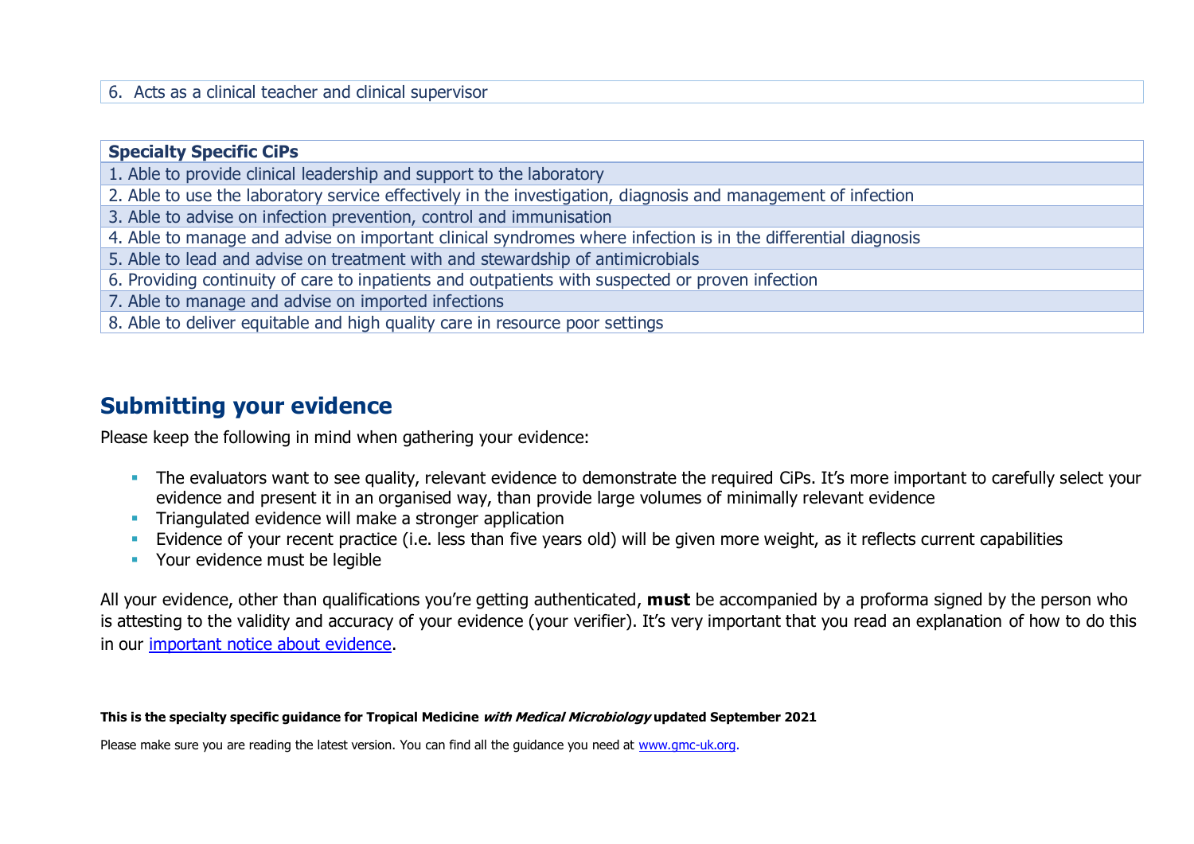| 6. Acts as a clinical teacher and clinical supervisor |
|---|

| **Specialty Specific CiPs** |
|---|
| 1. Able to provide clinical leadership and support to the laboratory |
| 2. Able to use the laboratory service effectively in the investigation, diagnosis and management of infection |
| 3. Able to advise on infection prevention, control and immunisation |
| 4. Able to manage and advise on important clinical syndromes where infection is in the differential diagnosis |
| 5. Able to lead and advise on treatment with and stewardship of antimicrobials |
| 6. Providing continuity of care to inpatients and outpatients with suspected or proven infection |
| 7. Able to manage and advise on imported infections |
| 8. Able to deliver equitable and high quality care in resource poor settings |

## Submitting your evidence

Please keep the following in mind when gathering your evidence:

- The evaluators want to see quality, relevant evidence to demonstrate the required CiPs. It's more important to carefully select your evidence and present it in an organised way, than provide large volumes of minimally relevant evidence
- Triangulated evidence will make a stronger application
- Evidence of your recent practice (i.e. less than five years old) will be given more weight, as it reflects current capabilities
- Your evidence must be legible

All your evidence, other than qualifications you're getting authenticated, **must** be accompanied by a proforma signed by the person who is attesting to the validity and accuracy of your evidence (your verifier). It's very important that you read an explanation of how to do this in our important notice about evidence.

**This is the specialty specific guidance for Tropical Medicine *with Medical Microbiology* updated September 2021**

Please make sure you are reading the latest version. You can find all the guidance you need at www.gmc-uk.org.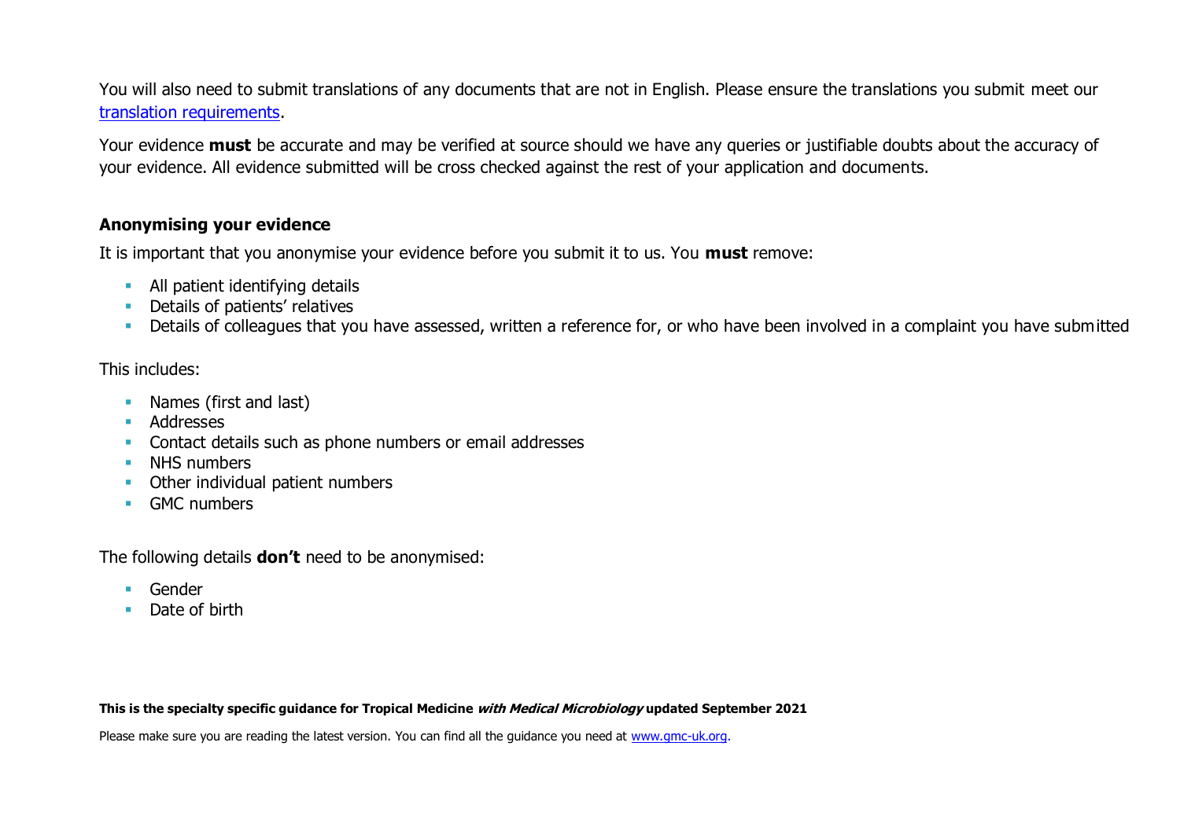You will also need to submit translations of any documents that are not in English. Please ensure the translations you submit meet our [translation requirements](translation requirements).

Your evidence **must** be accurate and may be verified at source should we have any queries or justifiable doubts about the accuracy of your evidence. All evidence submitted will be cross checked against the rest of your application and documents.

### Anonymising your evidence

It is important that you anonymise your evidence before you submit it to us. You **must** remove:

- All patient identifying details
- Details of patients' relatives
- Details of colleagues that you have assessed, written a reference for, or who have been involved in a complaint you have submitted

This includes:

- Names (first and last)
- Addresses
- Contact details such as phone numbers or email addresses
- NHS numbers
- Other individual patient numbers
- GMC numbers

The following details **don't** need to be anonymised:

- Gender
- Date of birth

**This is the specialty specific guidance for Tropical Medicine *with Medical Microbiology* updated September 2021**

Please make sure you are reading the latest version. You can find all the guidance you need at www.gmc-uk.org.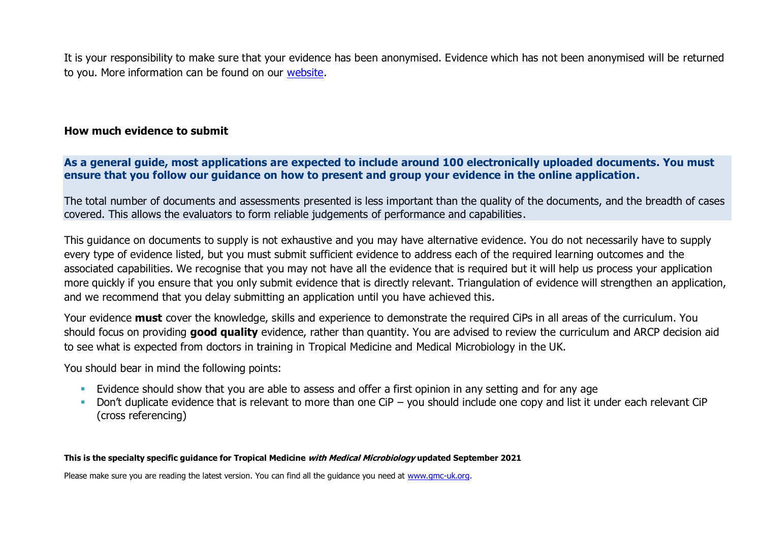It is your responsibility to make sure that your evidence has been anonymised. Evidence which has not been anonymised will be returned to you. More information can be found on our [website](website).

### How much evidence to submit

**As a general guide, most applications are expected to include around 100 electronically uploaded documents. You must ensure that you follow our guidance on how to present and group your evidence in the online application.**

The total number of documents and assessments presented is less important than the quality of the documents, and the breadth of cases covered. This allows the evaluators to form reliable judgements of performance and capabilities.

This guidance on documents to supply is not exhaustive and you may have alternative evidence. You do not necessarily have to supply every type of evidence listed, but you must submit sufficient evidence to address each of the required learning outcomes and the associated capabilities. We recognise that you may not have all the evidence that is required but it will help us process your application more quickly if you ensure that you only submit evidence that is directly relevant. Triangulation of evidence will strengthen an application, and we recommend that you delay submitting an application until you have achieved this.

Your evidence **must** cover the knowledge, skills and experience to demonstrate the required CiPs in all areas of the curriculum. You should focus on providing **good quality** evidence, rather than quantity. You are advised to review the curriculum and ARCP decision aid to see what is expected from doctors in training in Tropical Medicine and Medical Microbiology in the UK.

You should bear in mind the following points:

- Evidence should show that you are able to assess and offer a first opinion in any setting and for any age
- Don't duplicate evidence that is relevant to more than one CiP – you should include one copy and list it under each relevant CiP (cross referencing)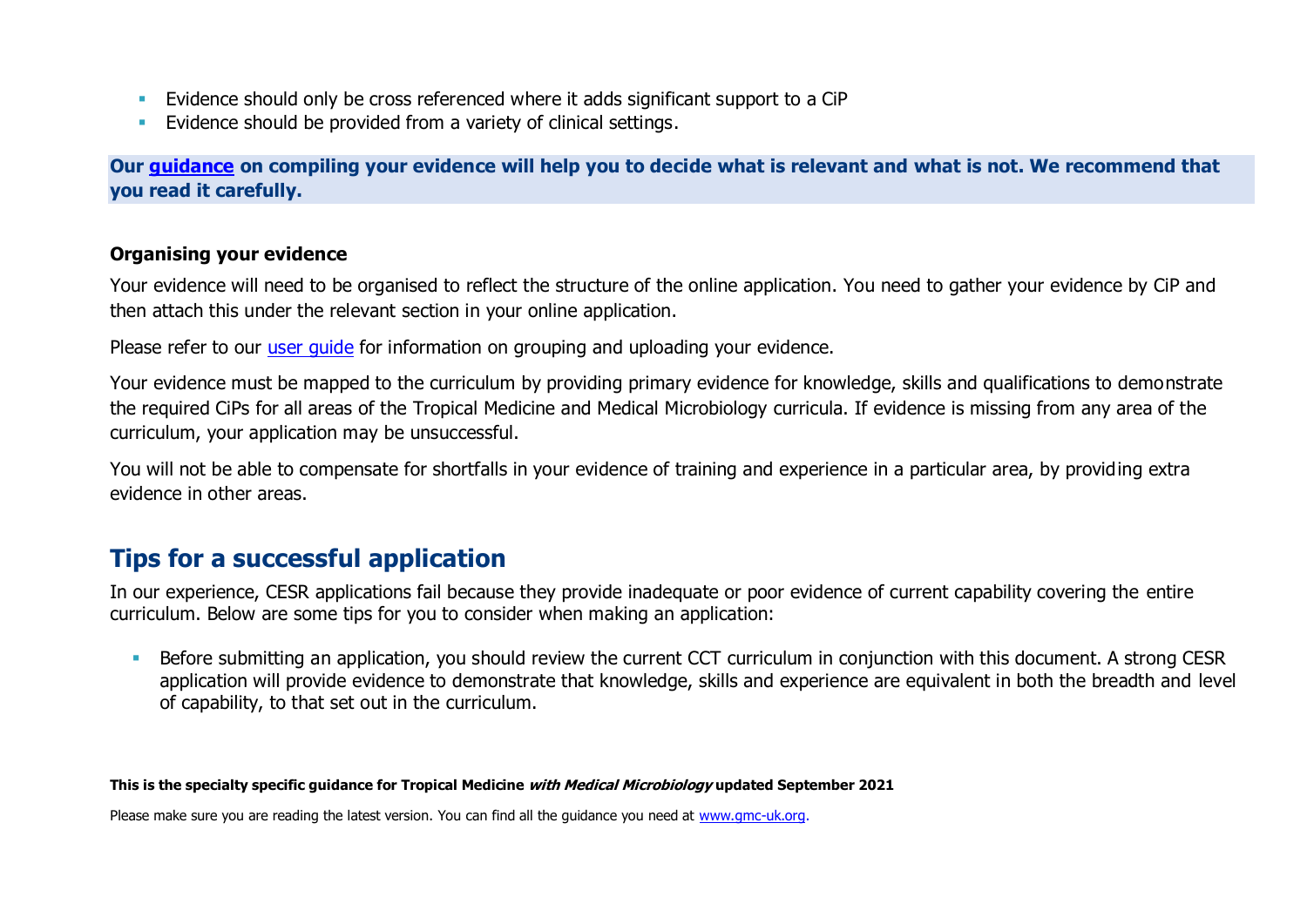- Evidence should only be cross referenced where it adds significant support to a CiP
- Evidence should be provided from a variety of clinical settings.

**Our guidance on compiling your evidence will help you to decide what is relevant and what is not. We recommend that you read it carefully.**

**Organising your evidence**

Your evidence will need to be organised to reflect the structure of the online application. You need to gather your evidence by CiP and then attach this under the relevant section in your online application.

Please refer to our user guide for information on grouping and uploading your evidence.

Your evidence must be mapped to the curriculum by providing primary evidence for knowledge, skills and qualifications to demonstrate the required CiPs for all areas of the Tropical Medicine and Medical Microbiology curricula. If evidence is missing from any area of the curriculum, your application may be unsuccessful.

You will not be able to compensate for shortfalls in your evidence of training and experience in a particular area, by providing extra evidence in other areas.

## Tips for a successful application

In our experience, CESR applications fail because they provide inadequate or poor evidence of current capability covering the entire curriculum. Below are some tips for you to consider when making an application:

- Before submitting an application, you should review the current CCT curriculum in conjunction with this document. A strong CESR application will provide evidence to demonstrate that knowledge, skills and experience are equivalent in both the breadth and level of capability, to that set out in the curriculum.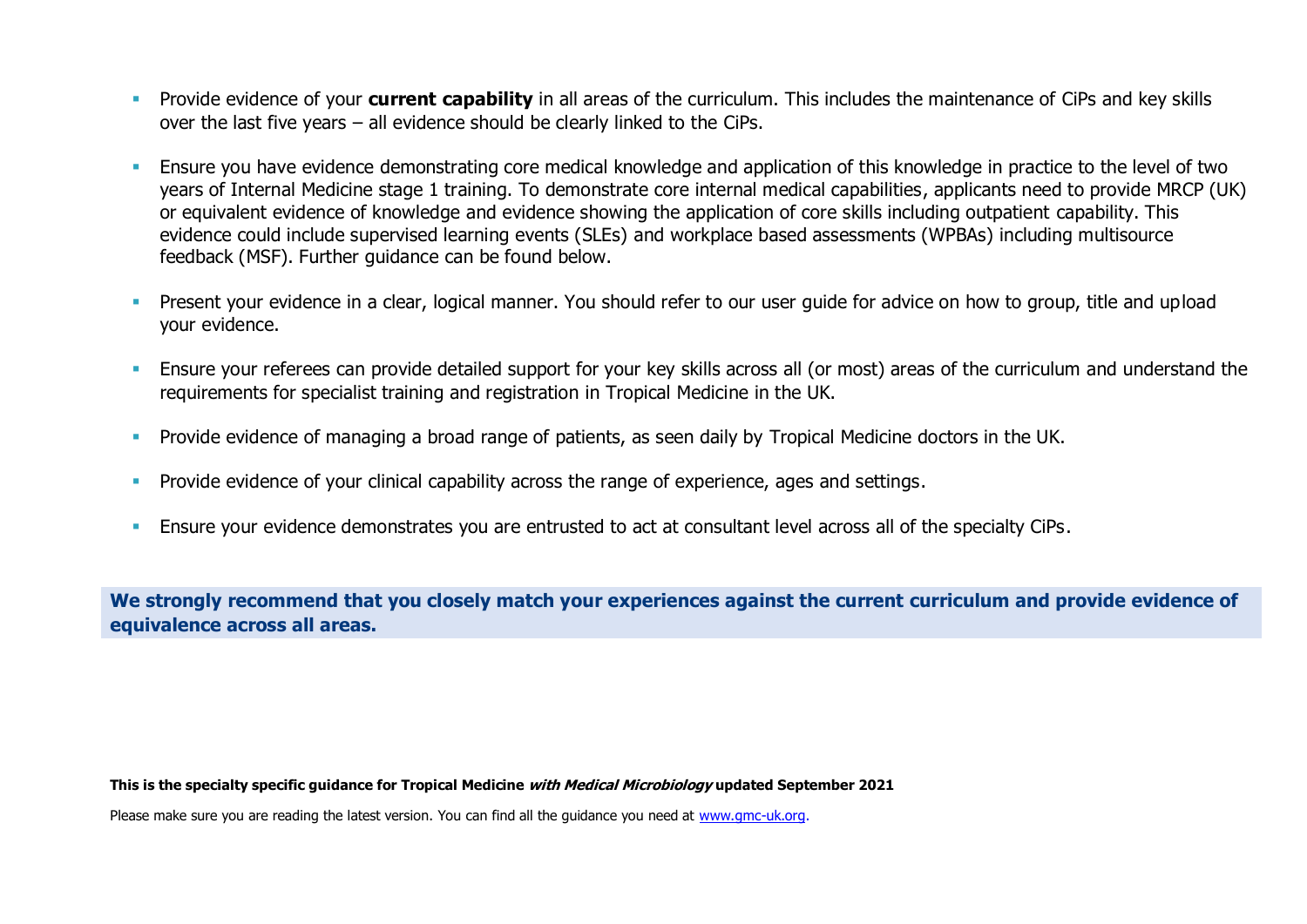- Provide evidence of your **current capability** in all areas of the curriculum. This includes the maintenance of CiPs and key skills over the last five years – all evidence should be clearly linked to the CiPs.

- Ensure you have evidence demonstrating core medical knowledge and application of this knowledge in practice to the level of two years of Internal Medicine stage 1 training. To demonstrate core internal medical capabilities, applicants need to provide MRCP (UK) or equivalent evidence of knowledge and evidence showing the application of core skills including outpatient capability. This evidence could include supervised learning events (SLEs) and workplace based assessments (WPBAs) including multisource feedback (MSF). Further guidance can be found below.

- Present your evidence in a clear, logical manner. You should refer to our user guide for advice on how to group, title and upload your evidence.

- Ensure your referees can provide detailed support for your key skills across all (or most) areas of the curriculum and understand the requirements for specialist training and registration in Tropical Medicine in the UK.

- Provide evidence of managing a broad range of patients, as seen daily by Tropical Medicine doctors in the UK.

- Provide evidence of your clinical capability across the range of experience, ages and settings.

- Ensure your evidence demonstrates you are entrusted to act at consultant level across all of the specialty CiPs.

**We strongly recommend that you closely match your experiences against the current curriculum and provide evidence of equivalence across all areas.**

**This is the specialty specific guidance for Tropical Medicine *with Medical Microbiology* updated September 2021**

Please make sure you are reading the latest version. You can find all the guidance you need at [www.gmc-uk.org](www.gmc-uk.org).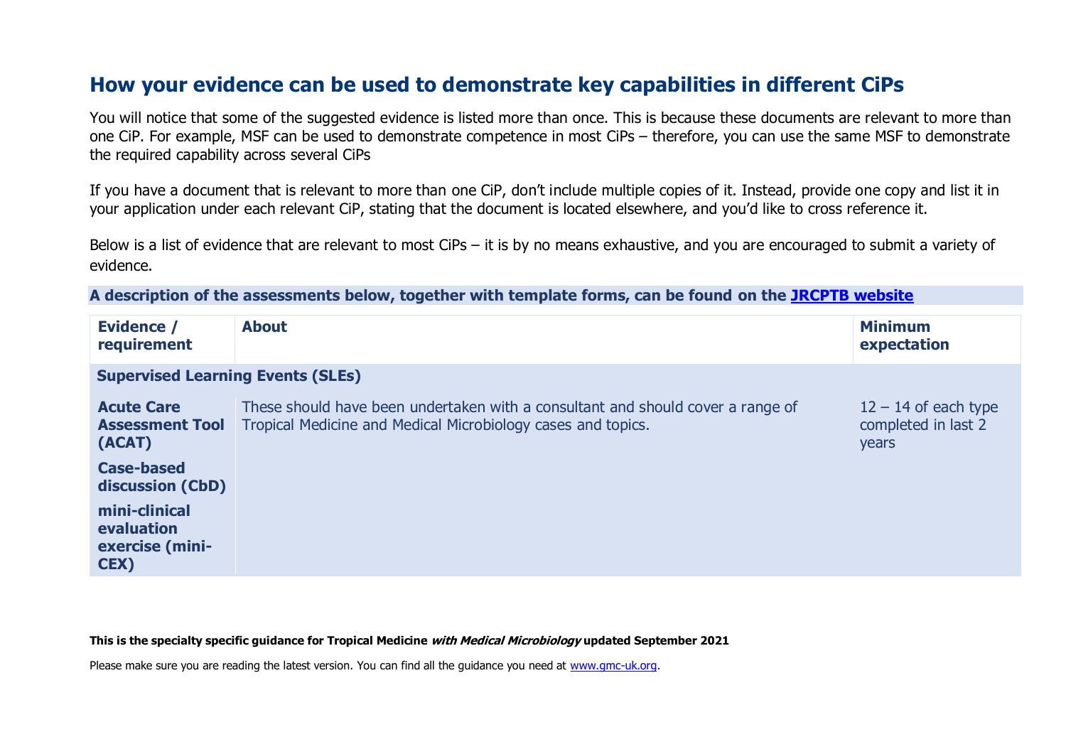## How your evidence can be used to demonstrate key capabilities in different CiPs

You will notice that some of the suggested evidence is listed more than once. This is because these documents are relevant to more than one CiP. For example, MSF can be used to demonstrate competence in most CiPs – therefore, you can use the same MSF to demonstrate the required capability across several CiPs

If you have a document that is relevant to more than one CiP, don't include multiple copies of it. Instead, provide one copy and list it in your application under each relevant CiP, stating that the document is located elsewhere, and you'd like to cross reference it.

Below is a list of evidence that are relevant to most CiPs – it is by no means exhaustive, and you are encouraged to submit a variety of evidence.

**A description of the assessments below, together with template forms, can be found on the [JRCPTB website](JRCPTB website)**

| Evidence / requirement | About | Minimum expectation |
|---|---|---|
| **Supervised Learning Events (SLEs)** | | |
| **Acute Care Assessment Tool (ACAT)**<br>**Case-based discussion (CbD)**<br>**mini-clinical evaluation exercise (mini-CEX)** | These should have been undertaken with a consultant and should cover a range of Tropical Medicine and Medical Microbiology cases and topics. | 12 – 14 of each type completed in last 2 years |

**This is the specialty specific guidance for Tropical Medicine *with Medical Microbiology* updated September 2021**

Please make sure you are reading the latest version. You can find all the guidance you need at [www.gmc-uk.org](www.gmc-uk.org).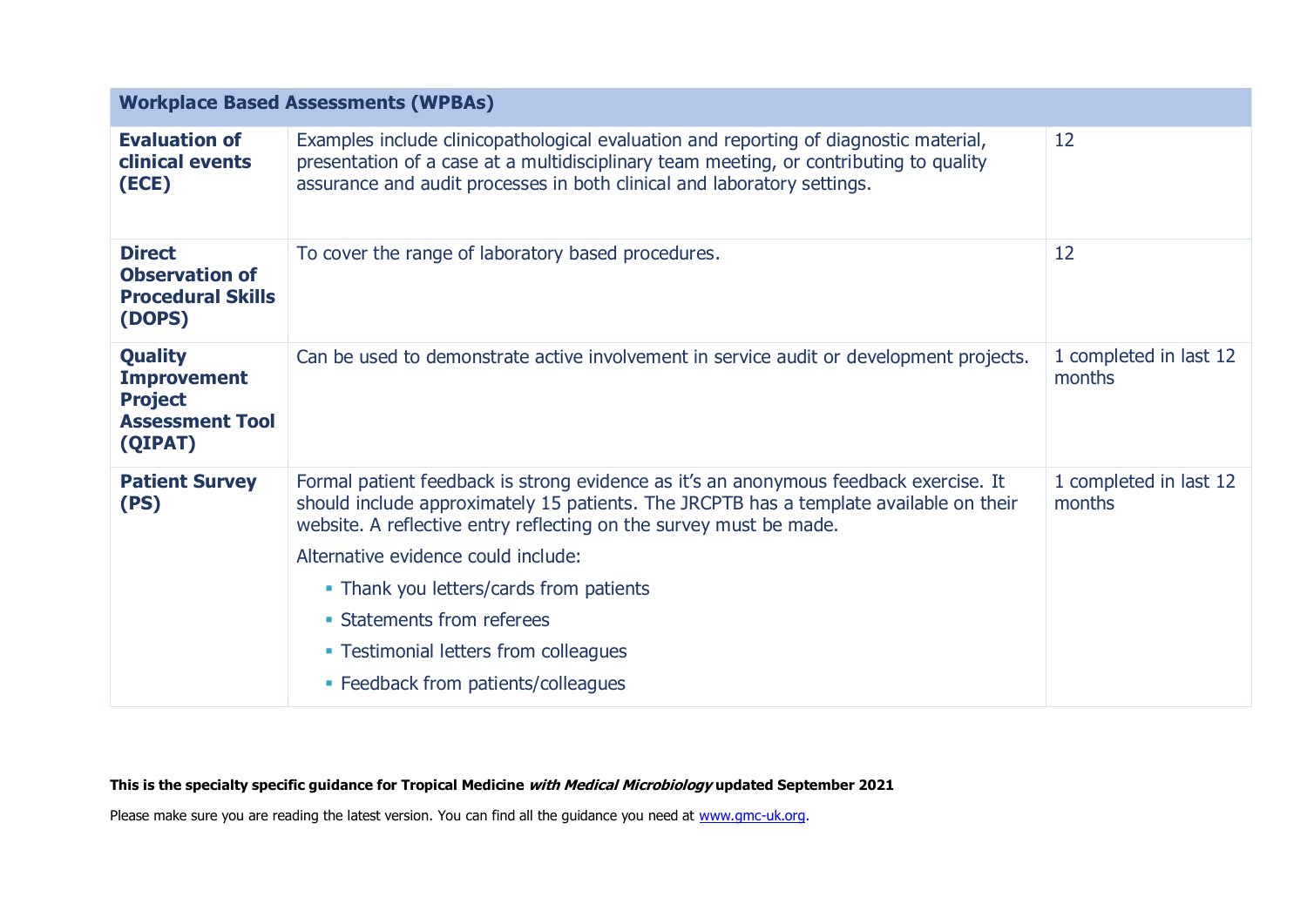| Workplace Based Assessments (WPBAs) | | |
|---|---|---|
| **Evaluation of clinical events (ECE)** | Examples include clinicopathological evaluation and reporting of diagnostic material, presentation of a case at a multidisciplinary team meeting, or contributing to quality assurance and audit processes in both clinical and laboratory settings. | 12 |
| **Direct Observation of Procedural Skills (DOPS)** | To cover the range of laboratory based procedures. | 12 |
| **Quality Improvement Project Assessment Tool (QIPAT)** | Can be used to demonstrate active involvement in service audit or development projects. | 1 completed in last 12 months |
| **Patient Survey (PS)** | Formal patient feedback is strong evidence as it's an anonymous feedback exercise. It should include approximately 15 patients. The JRCPTB has a template available on their website. A reflective entry reflecting on the survey must be made.<br>Alternative evidence could include:<br>▪ Thank you letters/cards from patients<br>▪ Statements from referees<br>▪ Testimonial letters from colleagues<br>▪ Feedback from patients/colleagues | 1 completed in last 12 months |

**This is the specialty specific guidance for Tropical Medicine *with Medical Microbiology* updated September 2021**

Please make sure you are reading the latest version. You can find all the guidance you need at [www.gmc-uk.org](www.gmc-uk.org).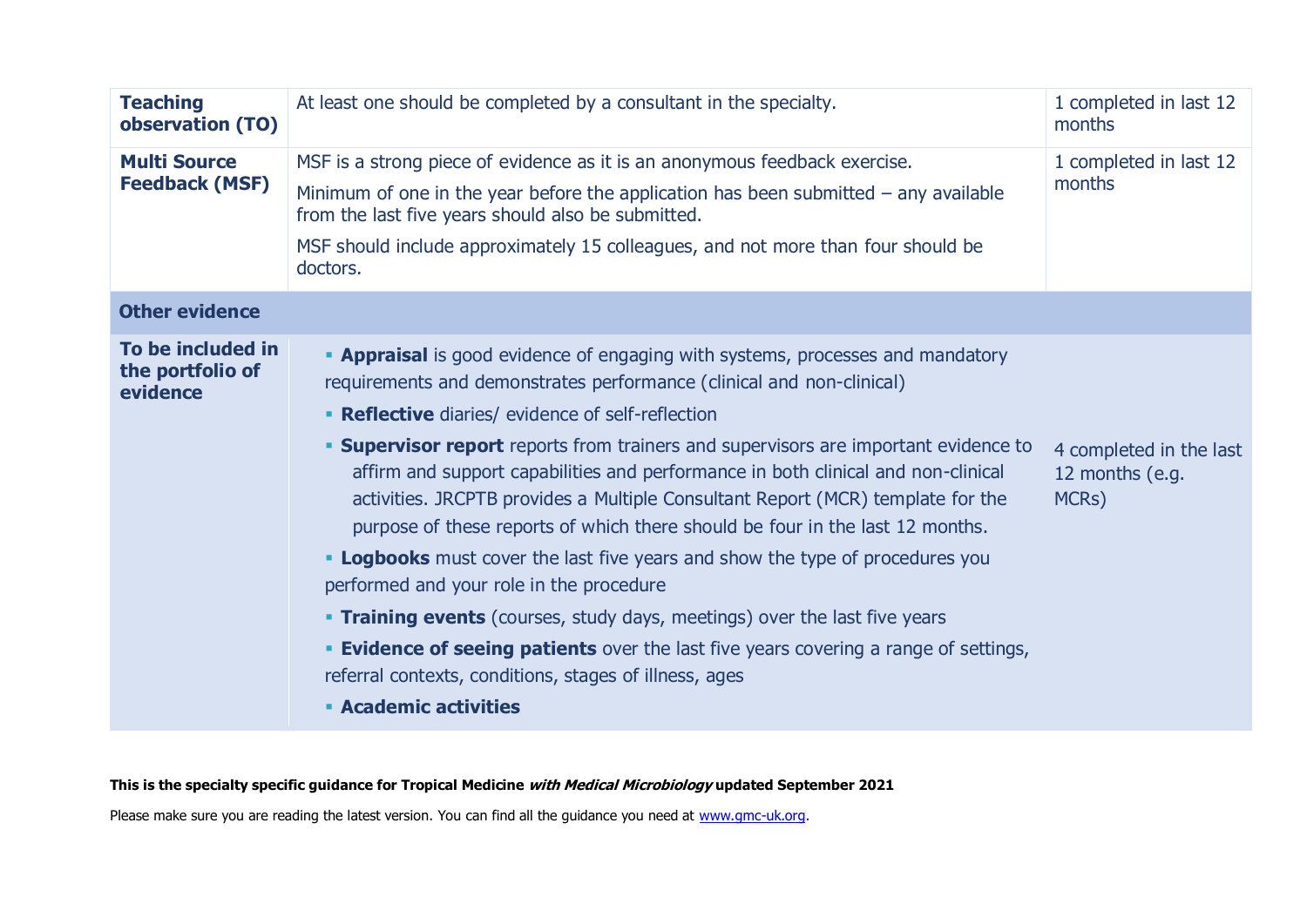| | | |
|---|---|---|
| **Teaching observation (TO)** | At least one should be completed by a consultant in the specialty. | 1 completed in last 12 months |
| **Multi Source Feedback (MSF)** | MSF is a strong piece of evidence as it is an anonymous feedback exercise.<br><br>Minimum of one in the year before the application has been submitted – any available from the last five years should also be submitted.<br><br>MSF should include approximately 15 colleagues, and not more than four should be doctors. | 1 completed in last 12 months |
| **Other evidence** | | |
| **To be included in the portfolio of evidence** | ▪ **Appraisal** is good evidence of engaging with systems, processes and mandatory requirements and demonstrates performance (clinical and non-clinical)<br>▪ **Reflective** diaries/ evidence of self-reflection<br>▪ **Supervisor report** reports from trainers and supervisors are important evidence to affirm and support capabilities and performance in both clinical and non-clinical activities. JRCPTB provides a Multiple Consultant Report (MCR) template for the purpose of these reports of which there should be four in the last 12 months.<br>▪ **Logbooks** must cover the last five years and show the type of procedures you performed and your role in the procedure<br>▪ **Training events** (courses, study days, meetings) over the last five years<br>▪ **Evidence of seeing patients** over the last five years covering a range of settings, referral contexts, conditions, stages of illness, ages<br>▪ **Academic activities** | 4 completed in the last 12 months (e.g. MCRs) |

**This is the specialty specific guidance for Tropical Medicine *with Medical Microbiology* updated September 2021**

Please make sure you are reading the latest version. You can find all the guidance you need at [www.gmc-uk.org](www.gmc-uk.org).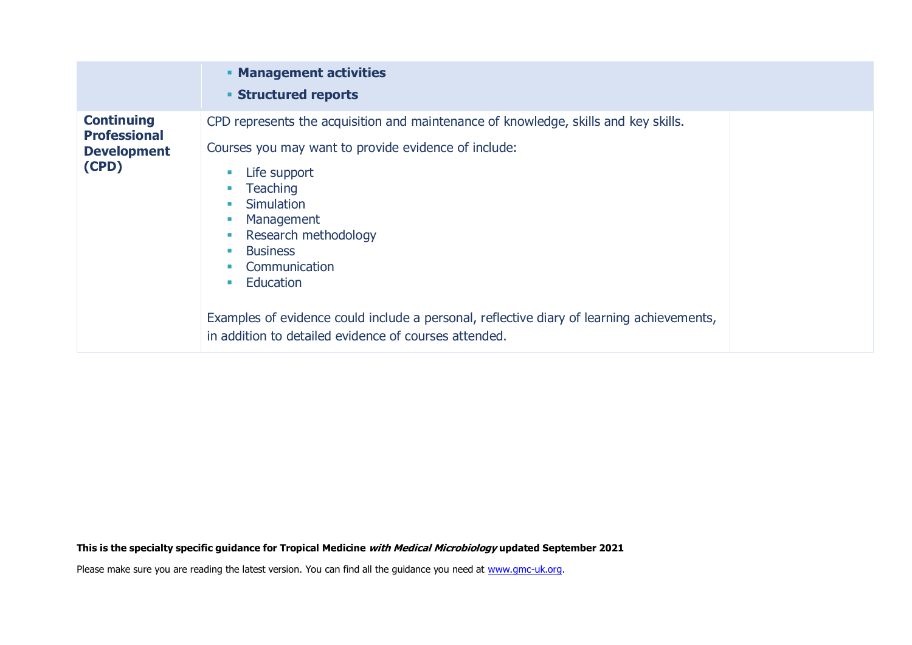| | | |
|---|---|---|
| | ▪ **Management activities**<br>▪ **Structured reports** | |
| **Continuing Professional Development (CPD)** | CPD represents the acquisition and maintenance of knowledge, skills and key skills.<br><br>Courses you may want to provide evidence of include:<br><br>▪ Life support<br>▪ Teaching<br>▪ Simulation<br>▪ Management<br>▪ Research methodology<br>▪ Business<br>▪ Communication<br>▪ Education<br><br>Examples of evidence could include a personal, reflective diary of learning achievements, in addition to detailed evidence of courses attended. | |

**This is the specialty specific guidance for Tropical Medicine *with Medical Microbiology* updated September 2021**

Please make sure you are reading the latest version. You can find all the guidance you need at [www.gmc-uk.org](www.gmc-uk.org).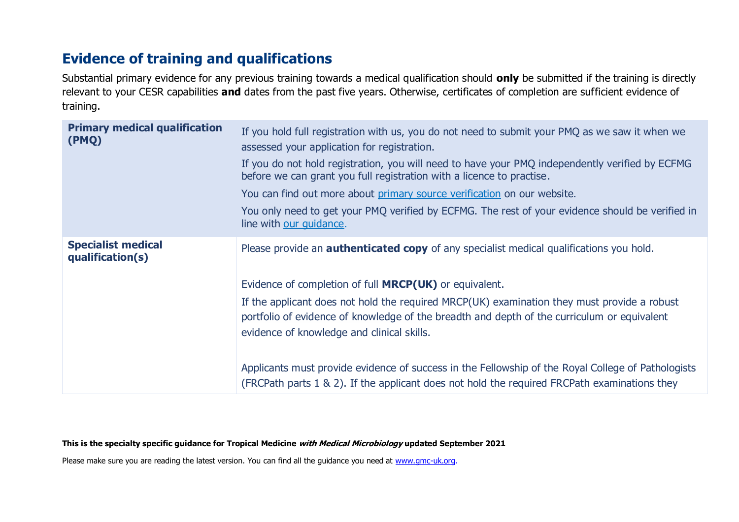## Evidence of training and qualifications

Substantial primary evidence for any previous training towards a medical qualification should **only** be submitted if the training is directly relevant to your CESR capabilities **and** dates from the past five years. Otherwise, certificates of completion are sufficient evidence of training.

| | |
|---|---|
| **Primary medical qualification (PMQ)** | If you hold full registration with us, you do not need to submit your PMQ as we saw it when we assessed your application for registration.<br>If you do not hold registration, you will need to have your PMQ independently verified by ECFMG before we can grant you full registration with a licence to practise.<br>You can find out more about primary source verification on our website.<br>You only need to get your PMQ verified by ECFMG. The rest of your evidence should be verified in line with our guidance. |
| **Specialist medical qualification(s)** | Please provide an **authenticated copy** of any specialist medical qualifications you hold.<br><br>Evidence of completion of full **MRCP(UK)** or equivalent.<br>If the applicant does not hold the required MRCP(UK) examination they must provide a robust portfolio of evidence of knowledge of the breadth and depth of the curriculum or equivalent evidence of knowledge and clinical skills.<br><br>Applicants must provide evidence of success in the Fellowship of the Royal College of Pathologists (FRCPath parts 1 & 2). If the applicant does not hold the required FRCPath examinations they |

**This is the specialty specific guidance for Tropical Medicine *with Medical Microbiology* updated September 2021**

Please make sure you are reading the latest version. You can find all the guidance you need at www.gmc-uk.org.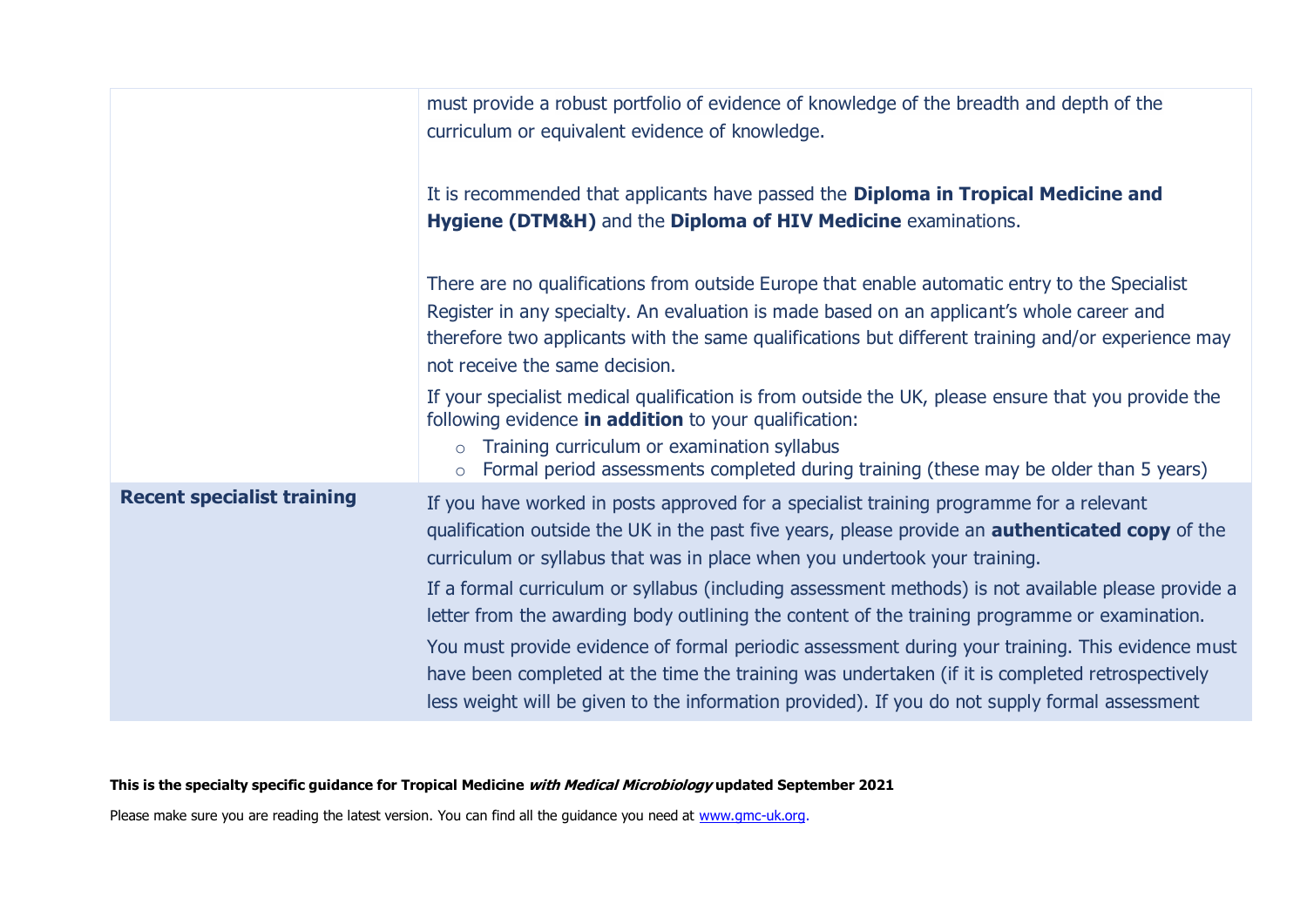| | |
|---|---|
| | must provide a robust portfolio of evidence of knowledge of the breadth and depth of the curriculum or equivalent evidence of knowledge.<br><br>It is recommended that applicants have passed the **Diploma in Tropical Medicine and Hygiene (DTM&H)** and the **Diploma of HIV Medicine** examinations.<br><br>There are no qualifications from outside Europe that enable automatic entry to the Specialist Register in any specialty. An evaluation is made based on an applicant's whole career and therefore two applicants with the same qualifications but different training and/or experience may not receive the same decision.<br><br>If your specialist medical qualification is from outside the UK, please ensure that you provide the following evidence **in addition** to your qualification:<br>○ Training curriculum or examination syllabus<br>○ Formal period assessments completed during training (these may be older than 5 years) |
| **Recent specialist training** | If you have worked in posts approved for a specialist training programme for a relevant qualification outside the UK in the past five years, please provide an **authenticated copy** of the curriculum or syllabus that was in place when you undertook your training.<br><br>If a formal curriculum or syllabus (including assessment methods) is not available please provide a letter from the awarding body outlining the content of the training programme or examination.<br><br>You must provide evidence of formal periodic assessment during your training. This evidence must have been completed at the time the training was undertaken (if it is completed retrospectively less weight will be given to the information provided). If you do not supply formal assessment |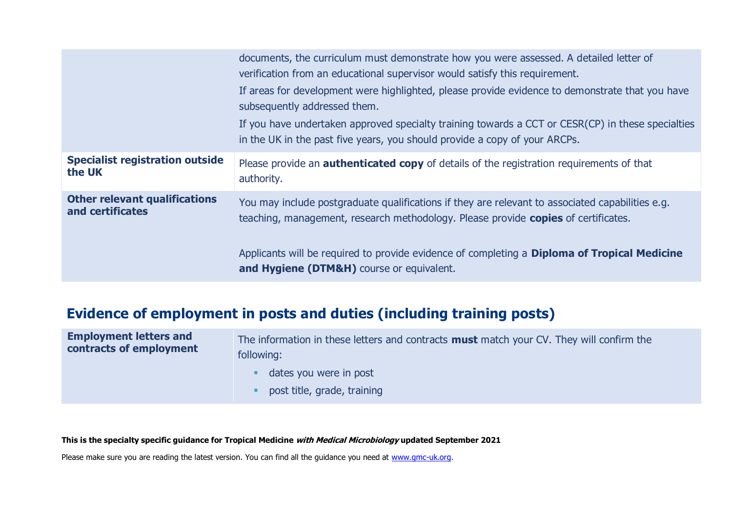| | |
|---|---|
| | documents, the curriculum must demonstrate how you were assessed. A detailed letter of verification from an educational supervisor would satisfy this requirement.<br>If areas for development were highlighted, please provide evidence to demonstrate that you have subsequently addressed them.<br>If you have undertaken approved specialty training towards a CCT or CESR(CP) in these specialties in the UK in the past five years, you should provide a copy of your ARCPs. |
| **Specialist registration outside the UK** | Please provide an **authenticated copy** of details of the registration requirements of that authority. |
| **Other relevant qualifications and certificates** | You may include postgraduate qualifications if they are relevant to associated capabilities e.g. teaching, management, research methodology. Please provide **copies** of certificates.<br><br>Applicants will be required to provide evidence of completing a **Diploma of Tropical Medicine and Hygiene (DTM&H)** course or equivalent. |

## Evidence of employment in posts and duties (including training posts)

| | |
|---|---|
| **Employment letters and contracts of employment** | The information in these letters and contracts **must** match your CV. They will confirm the following:<br>▪ dates you were in post<br>▪ post title, grade, training |

**This is the specialty specific guidance for Tropical Medicine *with Medical Microbiology* updated September 2021**

Please make sure you are reading the latest version. You can find all the guidance you need at www.gmc-uk.org.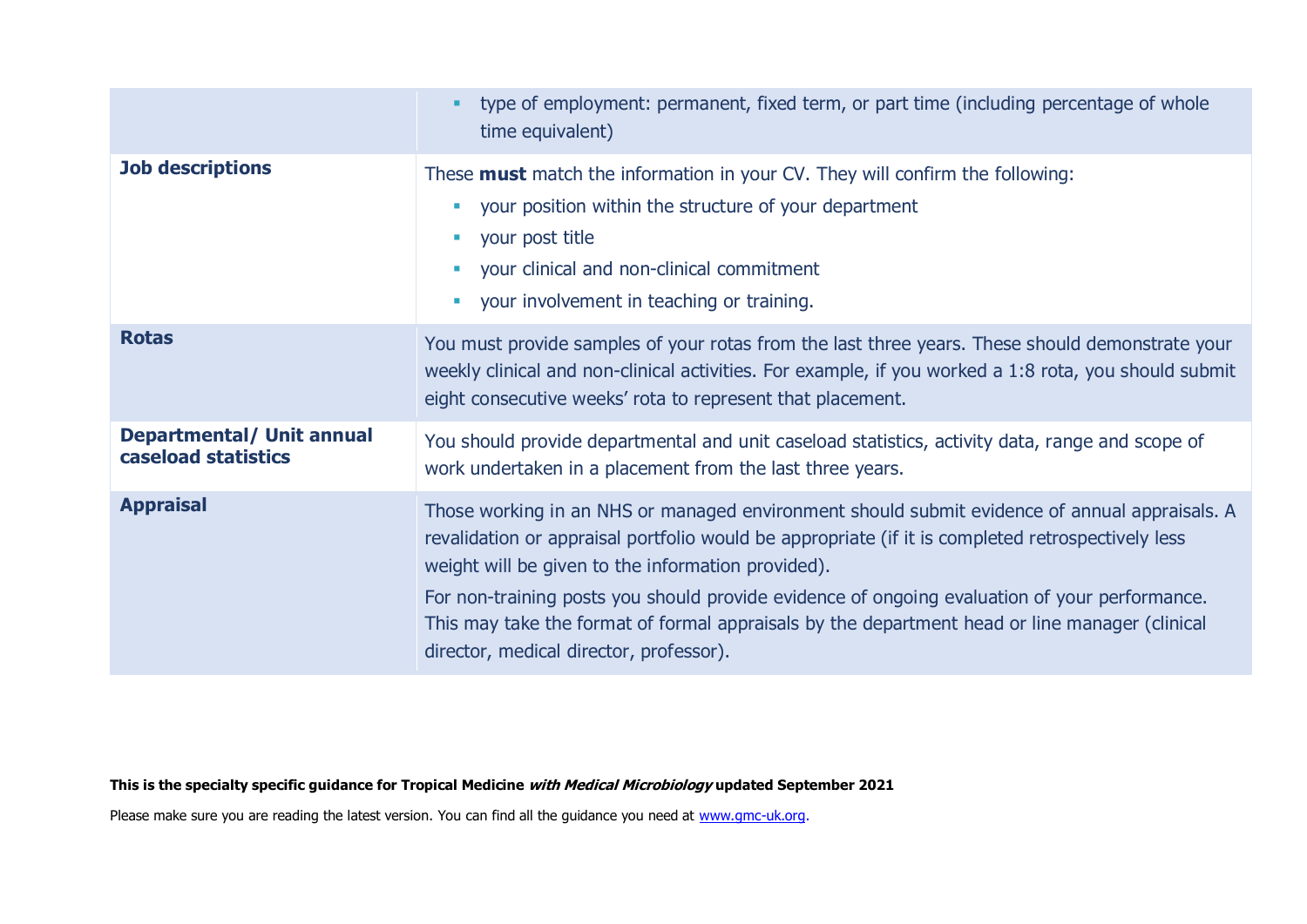| | |
|---|---|
| | ▪ type of employment: permanent, fixed term, or part time (including percentage of whole time equivalent) |
| **Job descriptions** | These **must** match the information in your CV. They will confirm the following:<br>▪ your position within the structure of your department<br>▪ your post title<br>▪ your clinical and non-clinical commitment<br>▪ your involvement in teaching or training. |
| **Rotas** | You must provide samples of your rotas from the last three years. These should demonstrate your weekly clinical and non-clinical activities. For example, if you worked a 1:8 rota, you should submit eight consecutive weeks' rota to represent that placement. |
| **Departmental/ Unit annual caseload statistics** | You should provide departmental and unit caseload statistics, activity data, range and scope of work undertaken in a placement from the last three years. |
| **Appraisal** | Those working in an NHS or managed environment should submit evidence of annual appraisals. A revalidation or appraisal portfolio would be appropriate (if it is completed retrospectively less weight will be given to the information provided).<br>For non-training posts you should provide evidence of ongoing evaluation of your performance. This may take the format of formal appraisals by the department head or line manager (clinical director, medical director, professor). |

**This is the specialty specific guidance for Tropical Medicine *with Medical Microbiology* updated September 2021**

Please make sure you are reading the latest version. You can find all the guidance you need at www.gmc-uk.org.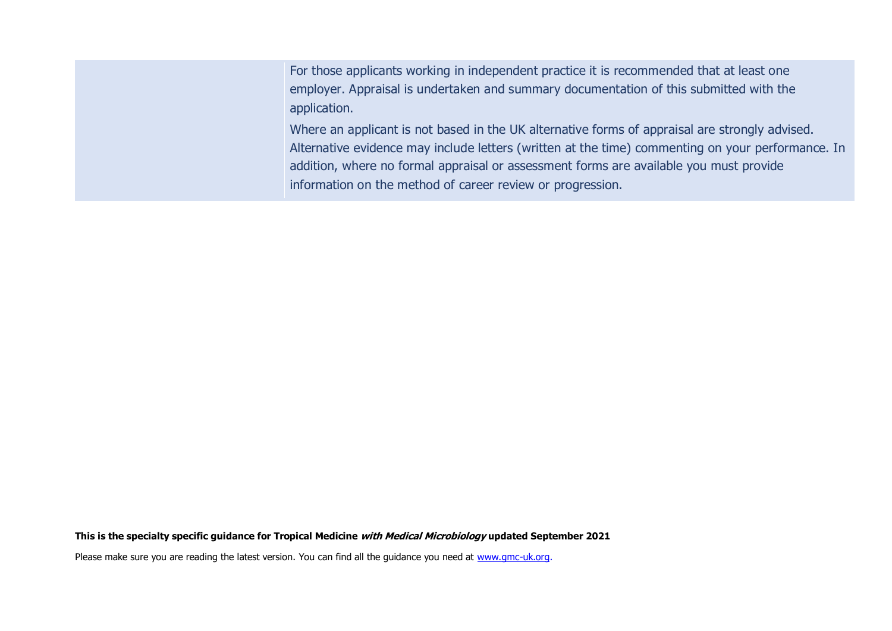| | |
|---|---|
| | For those applicants working in independent practice it is recommended that at least one employer. Appraisal is undertaken and summary documentation of this submitted with the application.<br><br>Where an applicant is not based in the UK alternative forms of appraisal are strongly advised. Alternative evidence may include letters (written at the time) commenting on your performance. In addition, where no formal appraisal or assessment forms are available you must provide information on the method of career review or progression. |

**This is the specialty specific guidance for Tropical Medicine *with Medical Microbiology* updated September 2021**

Please make sure you are reading the latest version. You can find all the guidance you need at [www.gmc-uk.org](www.gmc-uk.org).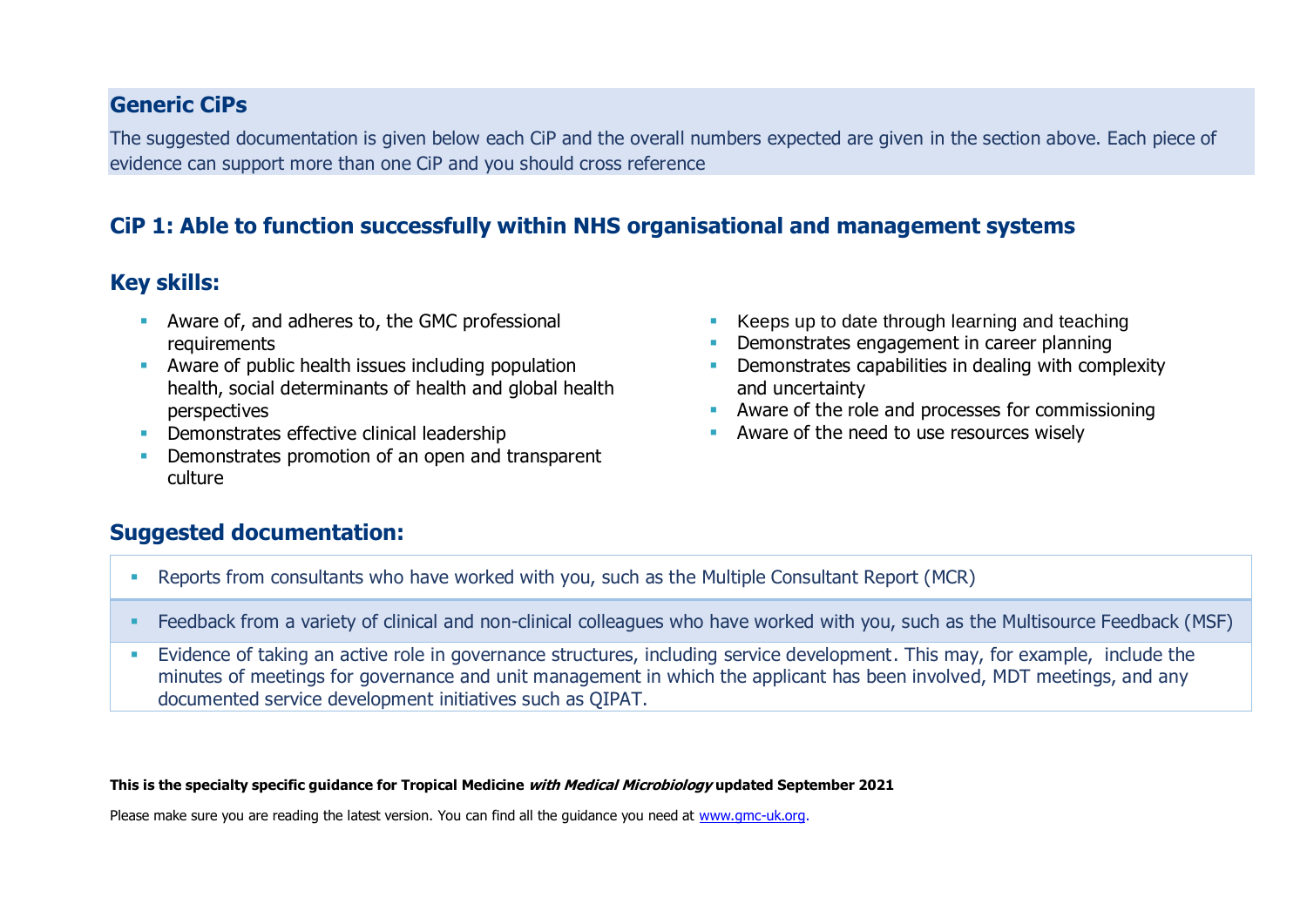## Generic CiPs

The suggested documentation is given below each CiP and the overall numbers expected are given in the section above. Each piece of evidence can support more than one CiP and you should cross reference

## CiP 1: Able to function successfully within NHS organisational and management systems

### Key skills:

- Aware of, and adheres to, the GMC professional requirements
- Aware of public health issues including population health, social determinants of health and global health perspectives
- Demonstrates effective clinical leadership
- Demonstrates promotion of an open and transparent culture
- Keeps up to date through learning and teaching
- Demonstrates engagement in career planning
- Demonstrates capabilities in dealing with complexity and uncertainty
- Aware of the role and processes for commissioning
- Aware of the need to use resources wisely

### Suggested documentation:

- Reports from consultants who have worked with you, such as the Multiple Consultant Report (MCR)
- Feedback from a variety of clinical and non-clinical colleagues who have worked with you, such as the Multisource Feedback (MSF)
- Evidence of taking an active role in governance structures, including service development. This may, for example, include the minutes of meetings for governance and unit management in which the applicant has been involved, MDT meetings, and any documented service development initiatives such as QIPAT.

**This is the specialty specific guidance for Tropical Medicine *with Medical Microbiology* updated September 2021**

Please make sure you are reading the latest version. You can find all the guidance you need at www.gmc-uk.org.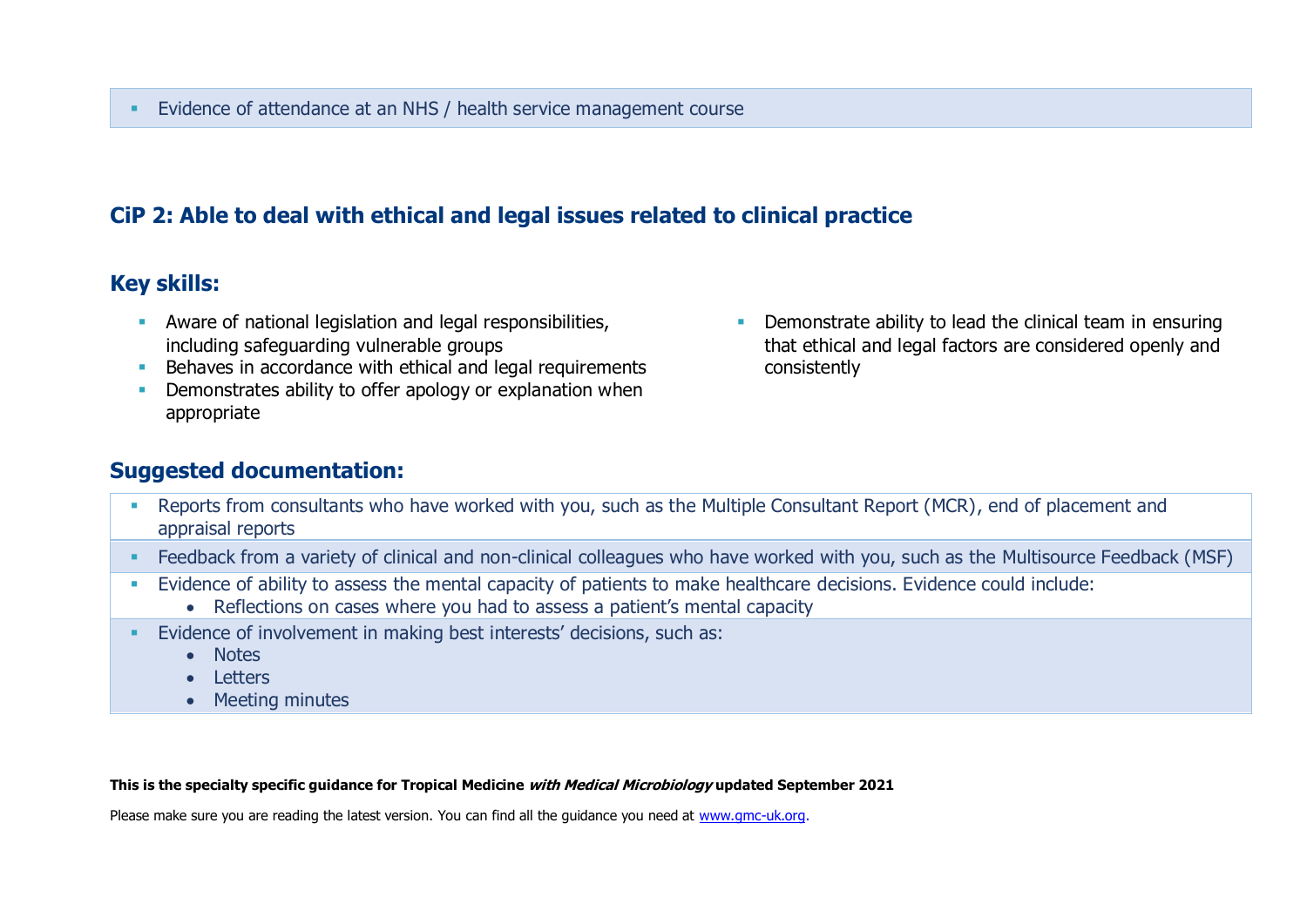- Evidence of attendance at an NHS / health service management course

## CiP 2: Able to deal with ethical and legal issues related to clinical practice

### Key skills:

- Aware of national legislation and legal responsibilities, including safeguarding vulnerable groups
- Behaves in accordance with ethical and legal requirements
- Demonstrates ability to offer apology or explanation when appropriate
- Demonstrate ability to lead the clinical team in ensuring that ethical and legal factors are considered openly and consistently

### Suggested documentation:

- Reports from consultants who have worked with you, such as the Multiple Consultant Report (MCR), end of placement and appraisal reports
- Feedback from a variety of clinical and non-clinical colleagues who have worked with you, such as the Multisource Feedback (MSF)
- Evidence of ability to assess the mental capacity of patients to make healthcare decisions. Evidence could include:
  - Reflections on cases where you had to assess a patient's mental capacity
- Evidence of involvement in making best interests' decisions, such as:
  - Notes
  - Letters
  - Meeting minutes

**This is the specialty specific guidance for Tropical Medicine *with Medical Microbiology* updated September 2021**

Please make sure you are reading the latest version. You can find all the guidance you need at [www.gmc-uk.org](http://www.gmc-uk.org).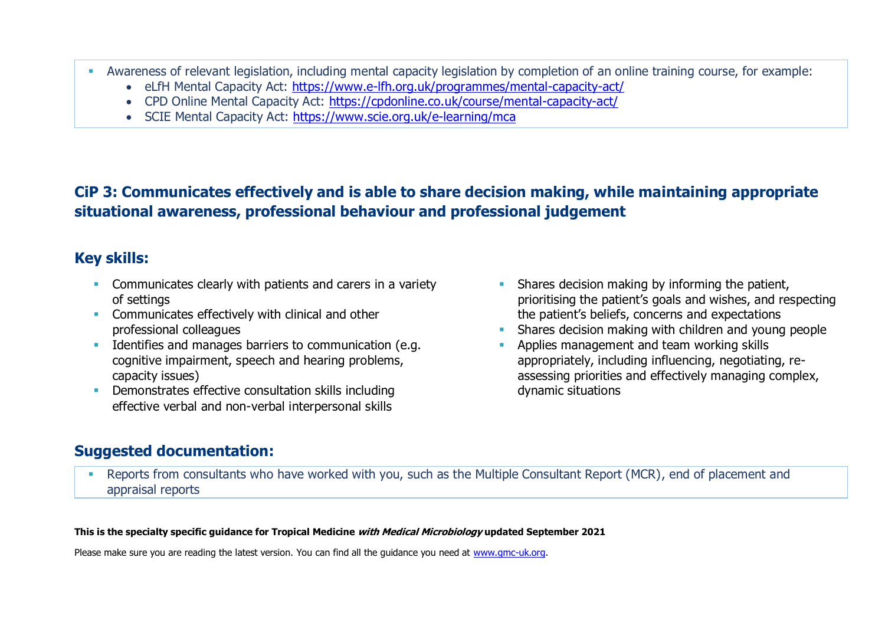- Awareness of relevant legislation, including mental capacity legislation by completion of an online training course, for example:
  - eLfH Mental Capacity Act: https://www.e-lfh.org.uk/programmes/mental-capacity-act/
  - CPD Online Mental Capacity Act: https://cpdonline.co.uk/course/mental-capacity-act/
  - SCIE Mental Capacity Act: https://www.scie.org.uk/e-learning/mca

## CiP 3: Communicates effectively and is able to share decision making, while maintaining appropriate situational awareness, professional behaviour and professional judgement

### Key skills:

- Communicates clearly with patients and carers in a variety of settings
- Communicates effectively with clinical and other professional colleagues
- Identifies and manages barriers to communication (e.g. cognitive impairment, speech and hearing problems, capacity issues)
- Demonstrates effective consultation skills including effective verbal and non-verbal interpersonal skills
- Shares decision making by informing the patient, prioritising the patient's goals and wishes, and respecting the patient's beliefs, concerns and expectations
- Shares decision making with children and young people
- Applies management and team working skills appropriately, including influencing, negotiating, re-assessing priorities and effectively managing complex, dynamic situations

### Suggested documentation:

- Reports from consultants who have worked with you, such as the Multiple Consultant Report (MCR), end of placement and appraisal reports

**This is the specialty specific guidance for Tropical Medicine *with Medical Microbiology* updated September 2021**

Please make sure you are reading the latest version. You can find all the guidance you need at www.gmc-uk.org.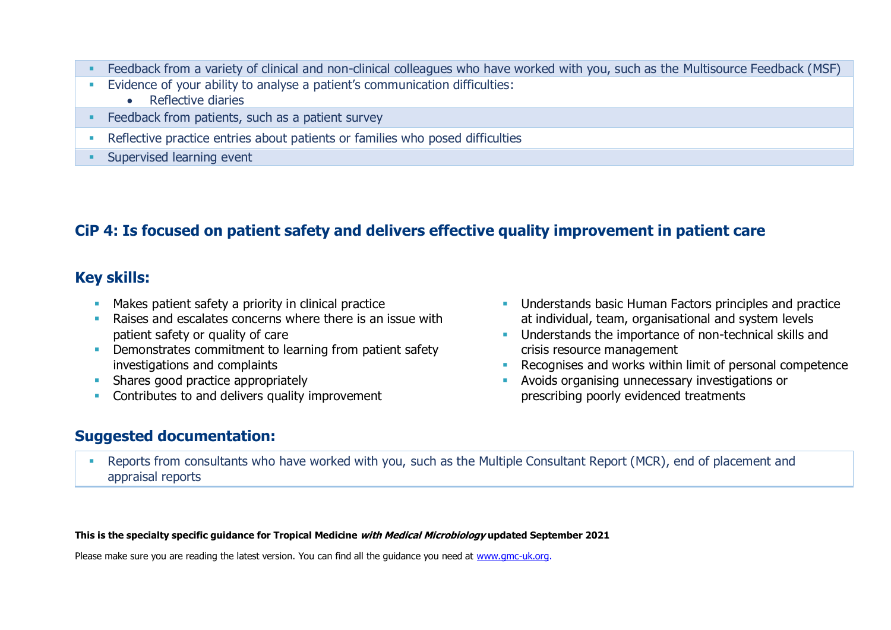- Feedback from a variety of clinical and non-clinical colleagues who have worked with you, such as the Multisource Feedback (MSF)
- Evidence of your ability to analyse a patient's communication difficulties:
  - Reflective diaries
- Feedback from patients, such as a patient survey
- Reflective practice entries about patients or families who posed difficulties
- Supervised learning event

## CiP 4: Is focused on patient safety and delivers effective quality improvement in patient care

### Key skills:

- Makes patient safety a priority in clinical practice
- Raises and escalates concerns where there is an issue with patient safety or quality of care
- Demonstrates commitment to learning from patient safety investigations and complaints
- Shares good practice appropriately
- Contributes to and delivers quality improvement
- Understands basic Human Factors principles and practice at individual, team, organisational and system levels
- Understands the importance of non-technical skills and crisis resource management
- Recognises and works within limit of personal competence
- Avoids organising unnecessary investigations or prescribing poorly evidenced treatments

### Suggested documentation:

- Reports from consultants who have worked with you, such as the Multiple Consultant Report (MCR), end of placement and appraisal reports

**This is the specialty specific guidance for Tropical Medicine *with Medical Microbiology* updated September 2021**

Please make sure you are reading the latest version. You can find all the guidance you need at [www.gmc-uk.org](www.gmc-uk.org).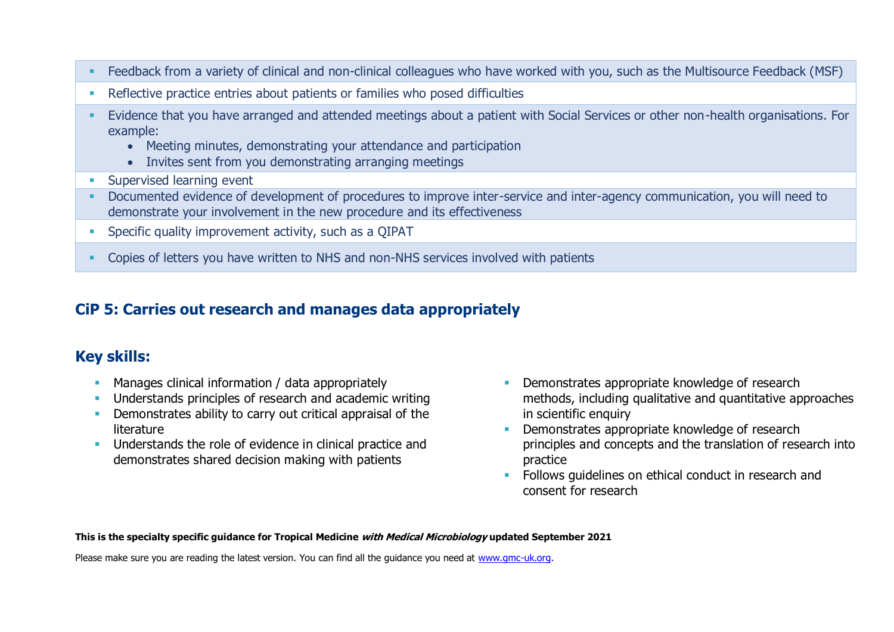- Feedback from a variety of clinical and non-clinical colleagues who have worked with you, such as the Multisource Feedback (MSF)
- Reflective practice entries about patients or families who posed difficulties
- Evidence that you have arranged and attended meetings about a patient with Social Services or other non-health organisations. For example:
  - Meeting minutes, demonstrating your attendance and participation
  - Invites sent from you demonstrating arranging meetings
- Supervised learning event
- Documented evidence of development of procedures to improve inter-service and inter-agency communication, you will need to demonstrate your involvement in the new procedure and its effectiveness
- Specific quality improvement activity, such as a QIPAT
- Copies of letters you have written to NHS and non-NHS services involved with patients

## CiP 5: Carries out research and manages data appropriately

## Key skills:

- Manages clinical information / data appropriately
- Understands principles of research and academic writing
- Demonstrates ability to carry out critical appraisal of the literature
- Understands the role of evidence in clinical practice and demonstrates shared decision making with patients
- Demonstrates appropriate knowledge of research methods, including qualitative and quantitative approaches in scientific enquiry
- Demonstrates appropriate knowledge of research principles and concepts and the translation of research into practice
- Follows guidelines on ethical conduct in research and consent for research

**This is the specialty specific guidance for Tropical Medicine *with Medical Microbiology* updated September 2021**

Please make sure you are reading the latest version. You can find all the guidance you need at www.gmc-uk.org.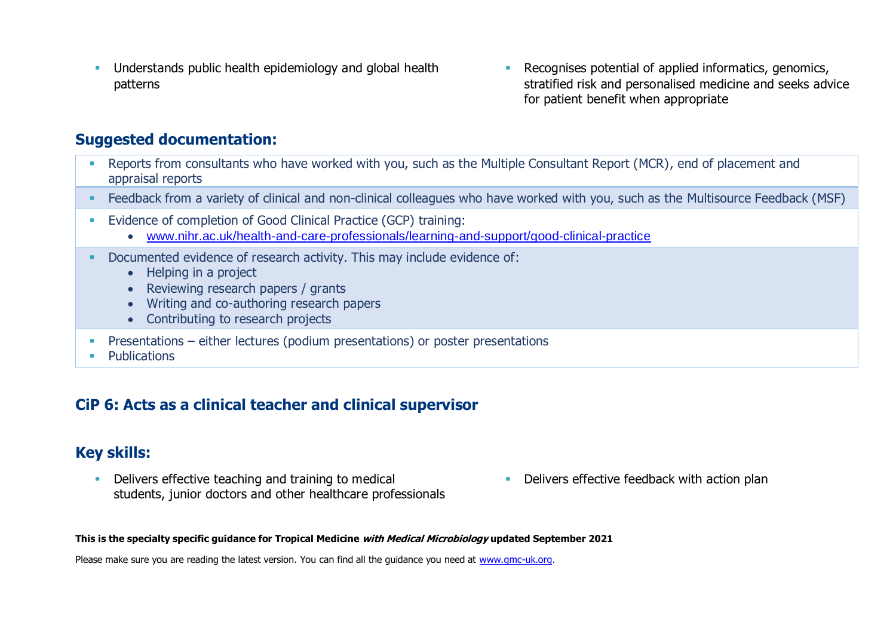- Understands public health epidemiology and global health patterns
- Recognises potential of applied informatics, genomics, stratified risk and personalised medicine and seeks advice for patient benefit when appropriate

## Suggested documentation:

- Reports from consultants who have worked with you, such as the Multiple Consultant Report (MCR), end of placement and appraisal reports
- Feedback from a variety of clinical and non-clinical colleagues who have worked with you, such as the Multisource Feedback (MSF)
- Evidence of completion of Good Clinical Practice (GCP) training:
  - www.nihr.ac.uk/health-and-care-professionals/learning-and-support/good-clinical-practice
- Documented evidence of research activity. This may include evidence of:
  - Helping in a project
  - Reviewing research papers / grants
  - Writing and co-authoring research papers
  - Contributing to research projects
- Presentations – either lectures (podium presentations) or poster presentations
- Publications

## CiP 6: Acts as a clinical teacher and clinical supervisor

## Key skills:

- Delivers effective teaching and training to medical students, junior doctors and other healthcare professionals
- Delivers effective feedback with action plan

**This is the specialty specific guidance for Tropical Medicine *with Medical Microbiology* updated September 2021**

Please make sure you are reading the latest version. You can find all the guidance you need at www.gmc-uk.org.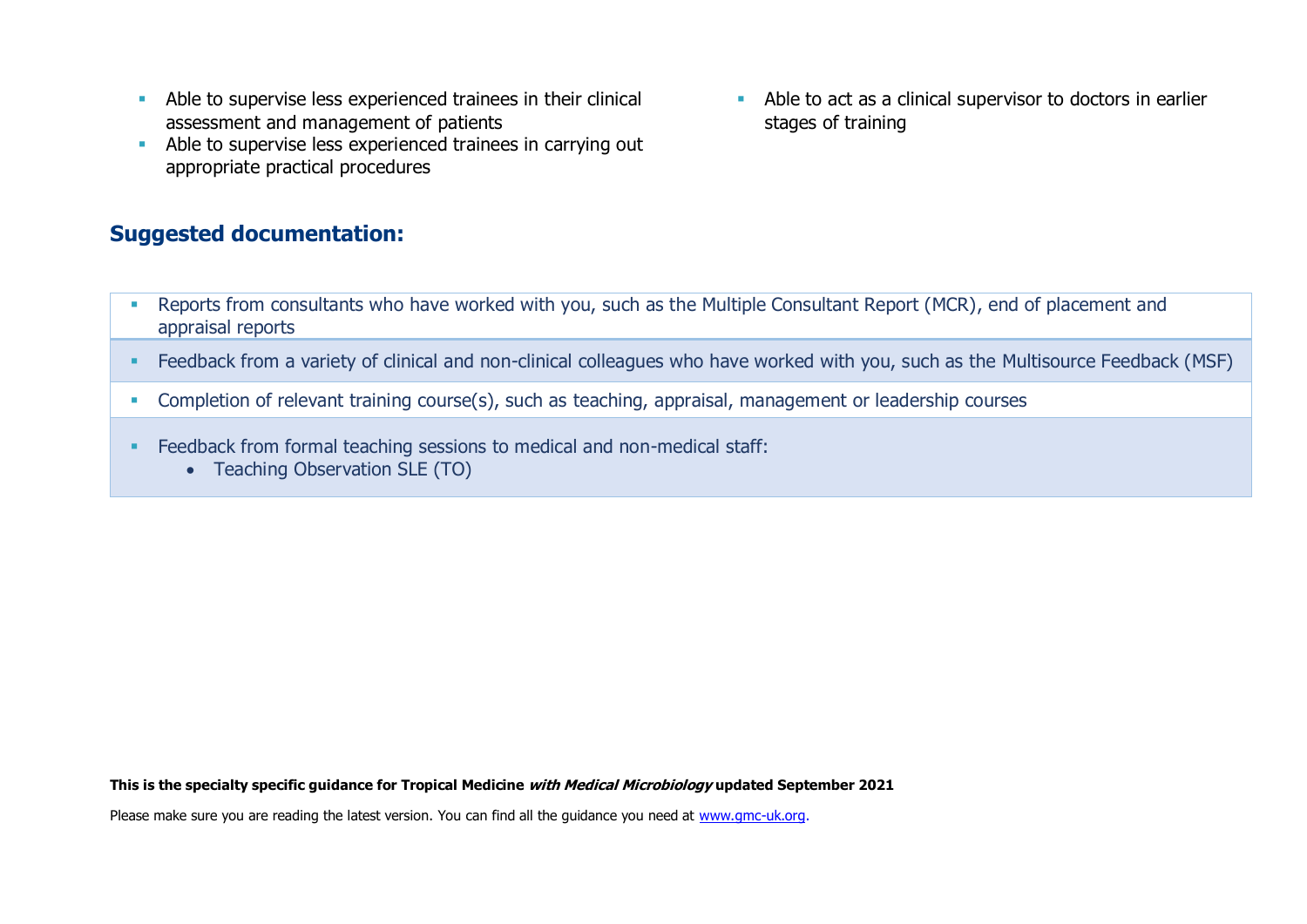- Able to supervise less experienced trainees in their clinical assessment and management of patients
- Able to supervise less experienced trainees in carrying out appropriate practical procedures
- Able to act as a clinical supervisor to doctors in earlier stages of training

## Suggested documentation:

- Reports from consultants who have worked with you, such as the Multiple Consultant Report (MCR), end of placement and appraisal reports
- Feedback from a variety of clinical and non-clinical colleagues who have worked with you, such as the Multisource Feedback (MSF)
- Completion of relevant training course(s), such as teaching, appraisal, management or leadership courses
- Feedback from formal teaching sessions to medical and non-medical staff:
  - Teaching Observation SLE (TO)

**This is the specialty specific guidance for Tropical Medicine *with Medical Microbiology* updated September 2021**

Please make sure you are reading the latest version. You can find all the guidance you need at [www.gmc-uk.org](http://www.gmc-uk.org).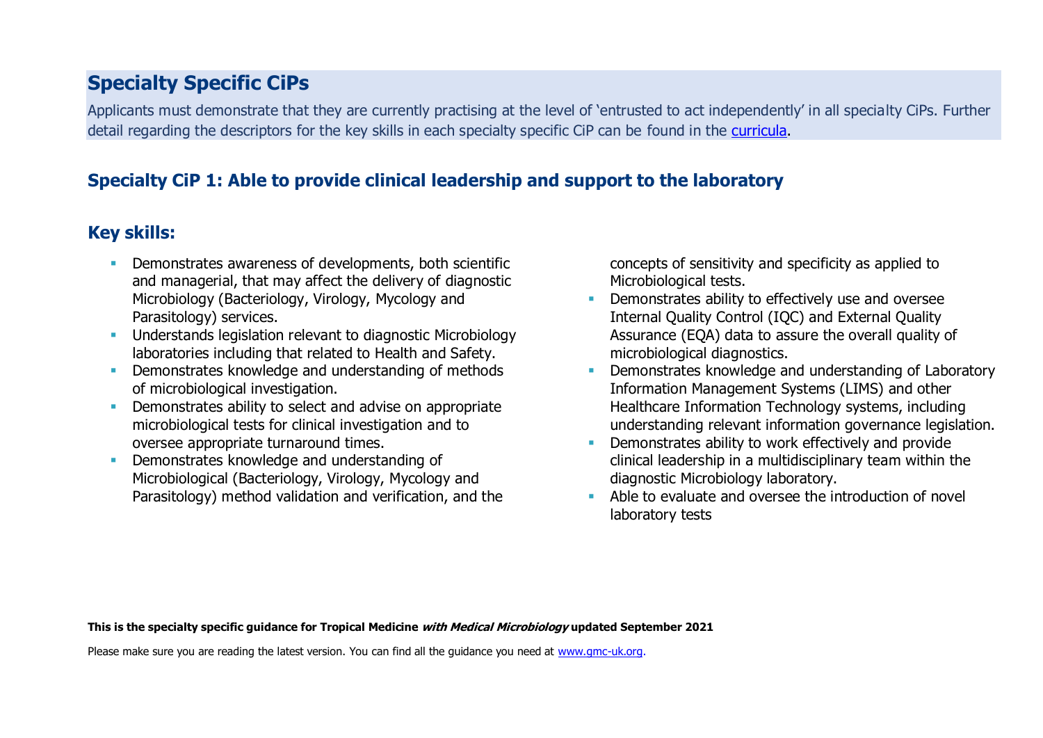## Specialty Specific CiPs

Applicants must demonstrate that they are currently practising at the level of 'entrusted to act independently' in all specialty CiPs. Further detail regarding the descriptors for the key skills in each specialty specific CiP can be found in the [curricula](curricula).

### Specialty CiP 1: Able to provide clinical leadership and support to the laboratory

### Key skills:

- Demonstrates awareness of developments, both scientific and managerial, that may affect the delivery of diagnostic Microbiology (Bacteriology, Virology, Mycology and Parasitology) services.
- Understands legislation relevant to diagnostic Microbiology laboratories including that related to Health and Safety.
- Demonstrates knowledge and understanding of methods of microbiological investigation.
- Demonstrates ability to select and advise on appropriate microbiological tests for clinical investigation and to oversee appropriate turnaround times.
- Demonstrates knowledge and understanding of Microbiological (Bacteriology, Virology, Mycology and Parasitology) method validation and verification, and the concepts of sensitivity and specificity as applied to Microbiological tests.
- Demonstrates ability to effectively use and oversee Internal Quality Control (IQC) and External Quality Assurance (EQA) data to assure the overall quality of microbiological diagnostics.
- Demonstrates knowledge and understanding of Laboratory Information Management Systems (LIMS) and other Healthcare Information Technology systems, including understanding relevant information governance legislation.
- Demonstrates ability to work effectively and provide clinical leadership in a multidisciplinary team within the diagnostic Microbiology laboratory.
- Able to evaluate and oversee the introduction of novel laboratory tests

**This is the specialty specific guidance for Tropical Medicine *with Medical Microbiology* updated September 2021**

Please make sure you are reading the latest version. You can find all the guidance you need at [www.gmc-uk.org](www.gmc-uk.org).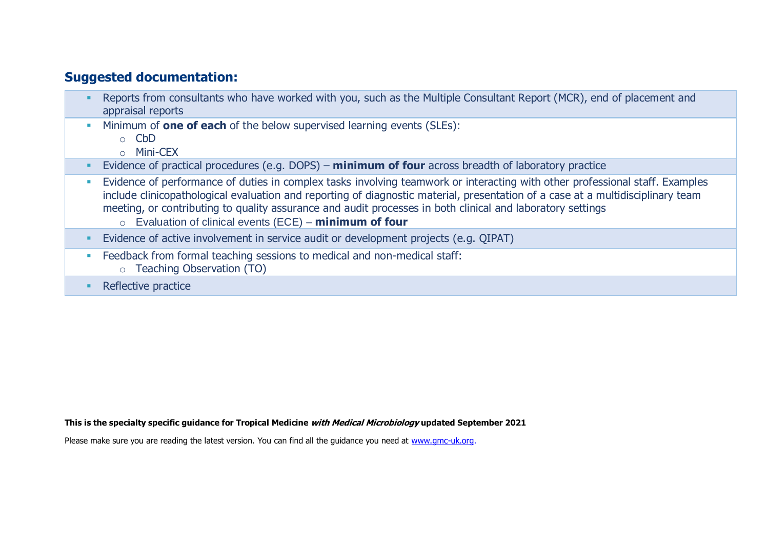## Suggested documentation:

- Reports from consultants who have worked with you, such as the Multiple Consultant Report (MCR), end of placement and appraisal reports
- Minimum of **one of each** of the below supervised learning events (SLEs):
  - CbD
  - Mini-CEX
- Evidence of practical procedures (e.g. DOPS) – **minimum of four** across breadth of laboratory practice
- Evidence of performance of duties in complex tasks involving teamwork or interacting with other professional staff. Examples include clinicopathological evaluation and reporting of diagnostic material, presentation of a case at a multidisciplinary team meeting, or contributing to quality assurance and audit processes in both clinical and laboratory settings
  - Evaluation of clinical events (ECE) – **minimum of four**
- Evidence of active involvement in service audit or development projects (e.g. QIPAT)
- Feedback from formal teaching sessions to medical and non-medical staff:
  - Teaching Observation (TO)
- Reflective practice

**This is the specialty specific guidance for Tropical Medicine *with Medical Microbiology* updated September 2021**

Please make sure you are reading the latest version. You can find all the guidance you need at [www.gmc-uk.org](http://www.gmc-uk.org).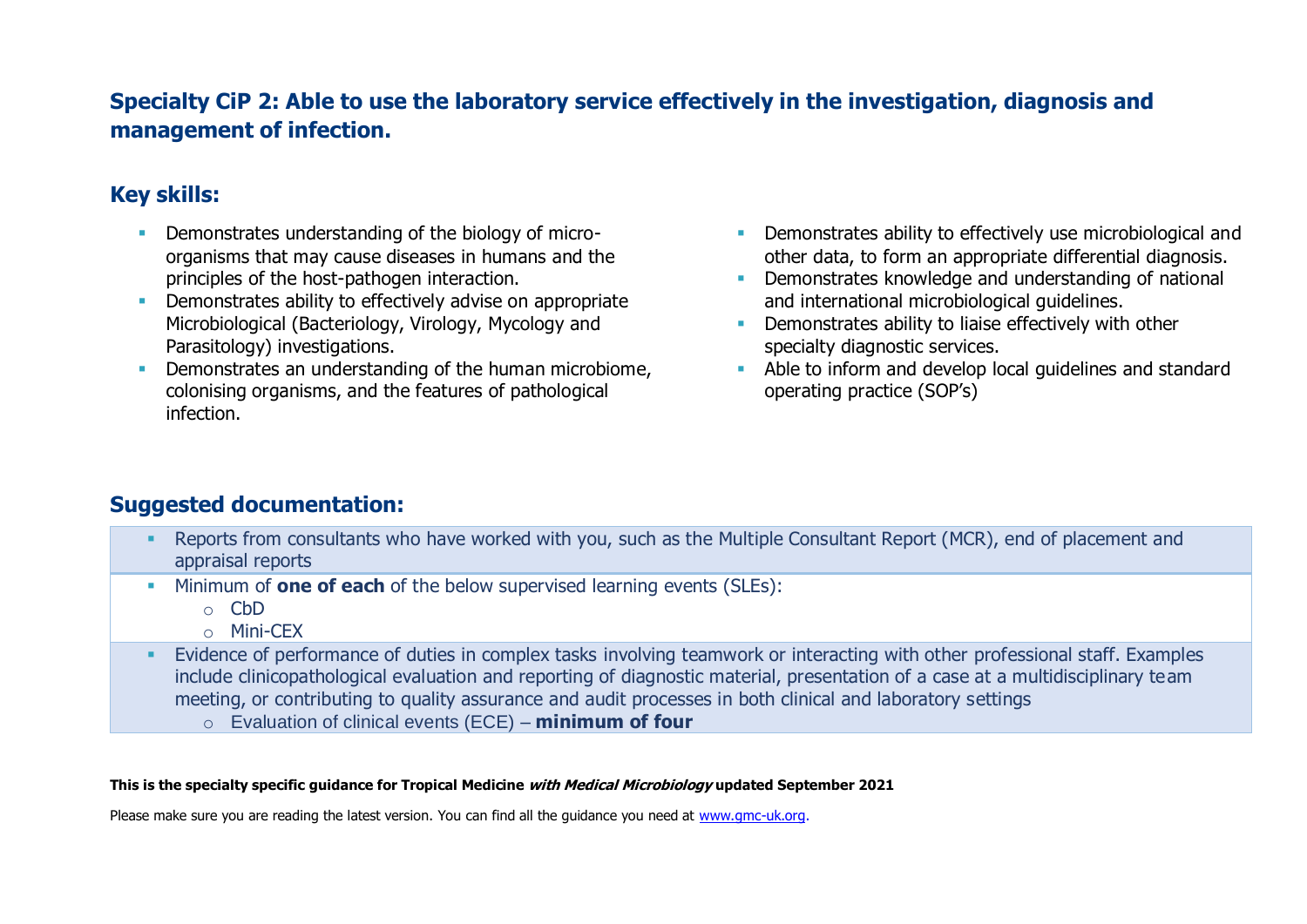## Specialty CiP 2: Able to use the laboratory service effectively in the investigation, diagnosis and management of infection.

### Key skills:

- Demonstrates understanding of the biology of micro-organisms that may cause diseases in humans and the principles of the host-pathogen interaction.
- Demonstrates ability to effectively advise on appropriate Microbiological (Bacteriology, Virology, Mycology and Parasitology) investigations.
- Demonstrates an understanding of the human microbiome, colonising organisms, and the features of pathological infection.
- Demonstrates ability to effectively use microbiological and other data, to form an appropriate differential diagnosis.
- Demonstrates knowledge and understanding of national and international microbiological guidelines.
- Demonstrates ability to liaise effectively with other specialty diagnostic services.
- Able to inform and develop local guidelines and standard operating practice (SOP's)

### Suggested documentation:

- Reports from consultants who have worked with you, such as the Multiple Consultant Report (MCR), end of placement and appraisal reports
- Minimum of **one of each** of the below supervised learning events (SLEs):
  - CbD
  - Mini-CEX
- Evidence of performance of duties in complex tasks involving teamwork or interacting with other professional staff. Examples include clinicopathological evaluation and reporting of diagnostic material, presentation of a case at a multidisciplinary team meeting, or contributing to quality assurance and audit processes in both clinical and laboratory settings
  - Evaluation of clinical events (ECE) – **minimum of four**

**This is the specialty specific guidance for Tropical Medicine *with Medical Microbiology* updated September 2021**

Please make sure you are reading the latest version. You can find all the guidance you need at www.gmc-uk.org.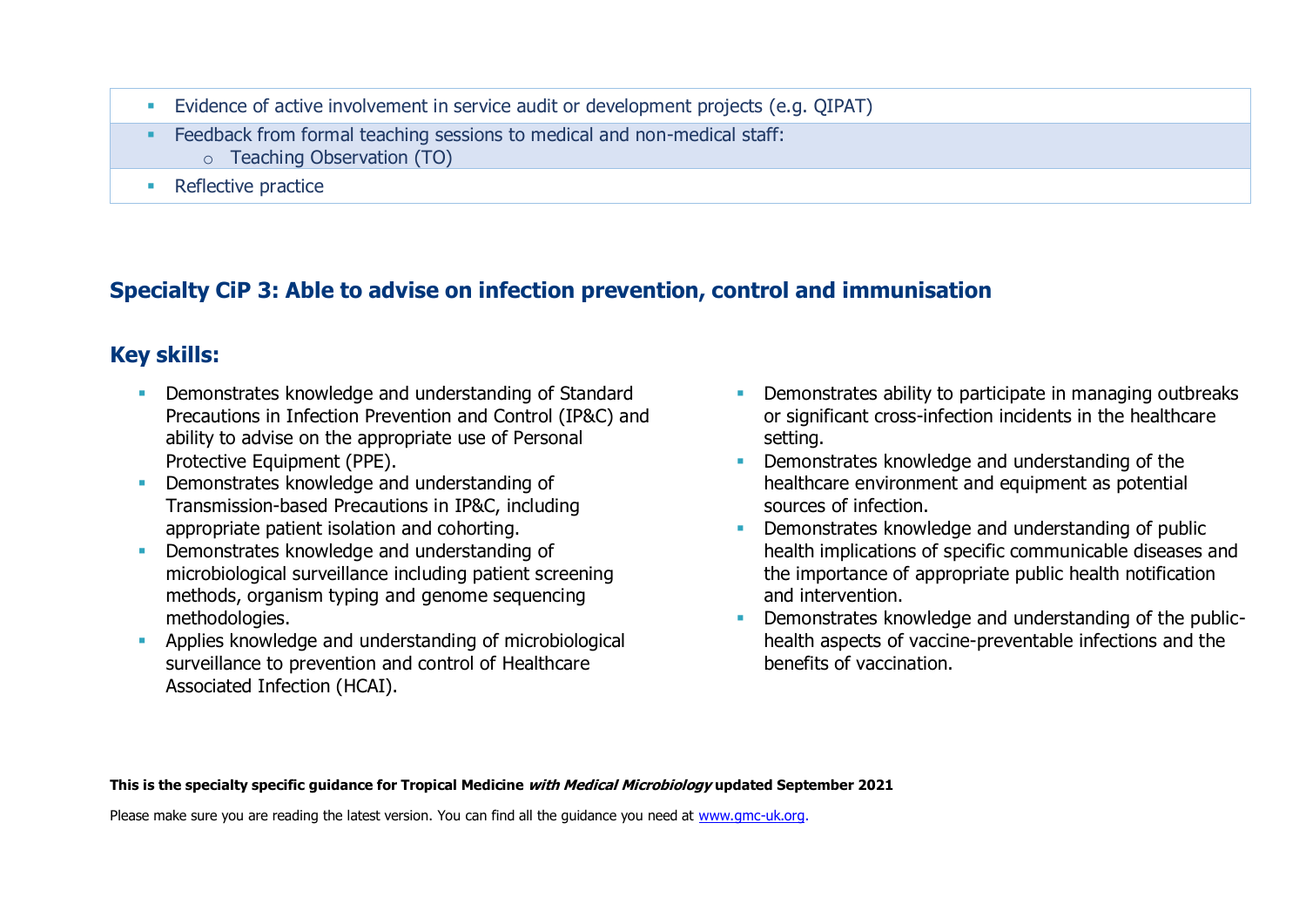| |
|---|
| ▪ Evidence of active involvement in service audit or development projects (e.g. QIPAT) |
| ▪ Feedback from formal teaching sessions to medical and non-medical staff:<br>○ Teaching Observation (TO) |
| ▪ Reflective practice |

## Specialty CiP 3: Able to advise on infection prevention, control and immunisation

### Key skills:

- Demonstrates knowledge and understanding of Standard Precautions in Infection Prevention and Control (IP&C) and ability to advise on the appropriate use of Personal Protective Equipment (PPE).
- Demonstrates knowledge and understanding of Transmission-based Precautions in IP&C, including appropriate patient isolation and cohorting.
- Demonstrates knowledge and understanding of microbiological surveillance including patient screening methods, organism typing and genome sequencing methodologies.
- Applies knowledge and understanding of microbiological surveillance to prevention and control of Healthcare Associated Infection (HCAI).
- Demonstrates ability to participate in managing outbreaks or significant cross-infection incidents in the healthcare setting.
- Demonstrates knowledge and understanding of the healthcare environment and equipment as potential sources of infection.
- Demonstrates knowledge and understanding of public health implications of specific communicable diseases and the importance of appropriate public health notification and intervention.
- Demonstrates knowledge and understanding of the public-health aspects of vaccine-preventable infections and the benefits of vaccination.

**This is the specialty specific guidance for Tropical Medicine *with Medical Microbiology* updated September 2021**

Please make sure you are reading the latest version. You can find all the guidance you need at www.gmc-uk.org.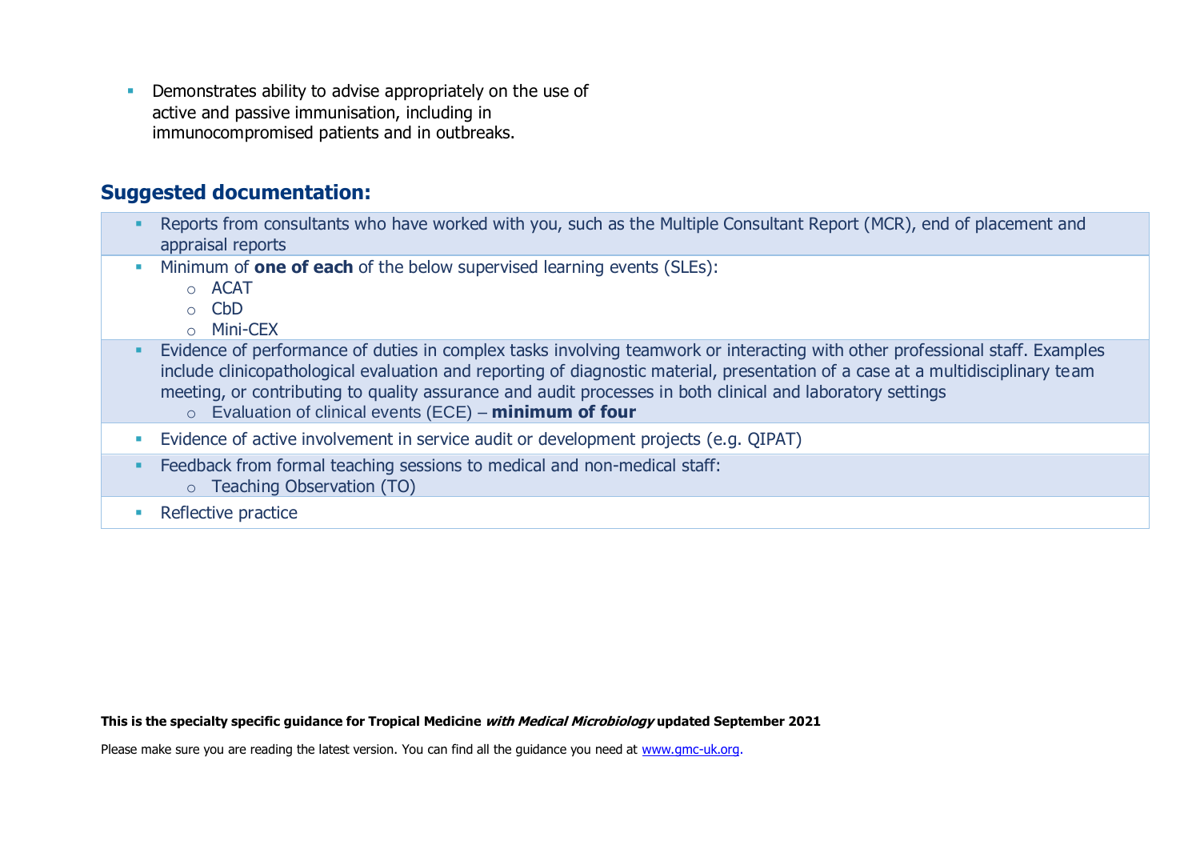- Demonstrates ability to advise appropriately on the use of active and passive immunisation, including in immunocompromised patients and in outbreaks.

## Suggested documentation:

- Reports from consultants who have worked with you, such as the Multiple Consultant Report (MCR), end of placement and appraisal reports
- Minimum of **one of each** of the below supervised learning events (SLEs):
  - ACAT
  - CbD
  - Mini-CEX
- Evidence of performance of duties in complex tasks involving teamwork or interacting with other professional staff. Examples include clinicopathological evaluation and reporting of diagnostic material, presentation of a case at a multidisciplinary team meeting, or contributing to quality assurance and audit processes in both clinical and laboratory settings
  - Evaluation of clinical events (ECE) – **minimum of four**
- Evidence of active involvement in service audit or development projects (e.g. QIPAT)
- Feedback from formal teaching sessions to medical and non-medical staff:
  - Teaching Observation (TO)
- Reflective practice

**This is the specialty specific guidance for Tropical Medicine *with Medical Microbiology* updated September 2021**

Please make sure you are reading the latest version. You can find all the guidance you need at www.gmc-uk.org.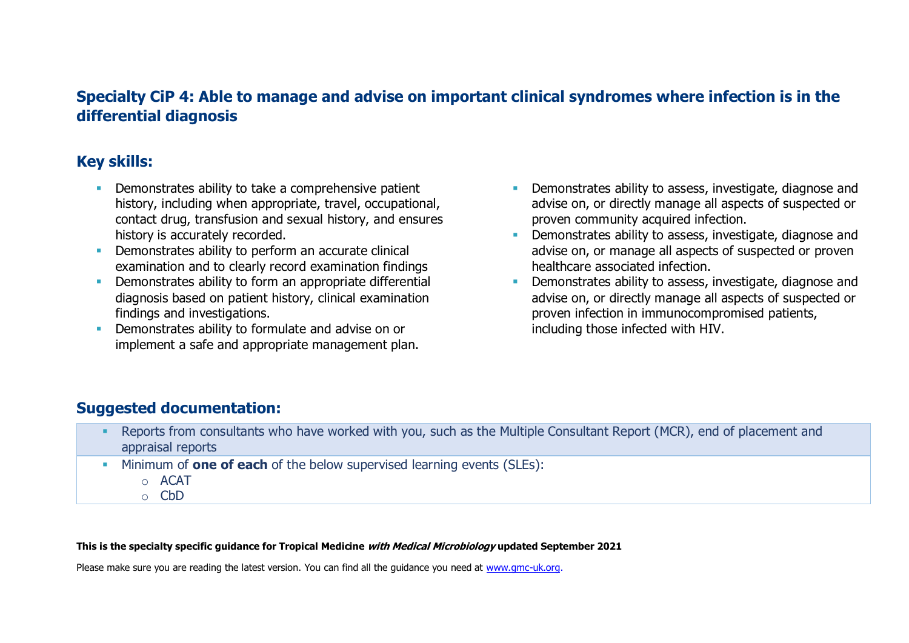## Specialty CiP 4: Able to manage and advise on important clinical syndromes where infection is in the differential diagnosis

### Key skills:

- Demonstrates ability to take a comprehensive patient history, including when appropriate, travel, occupational, contact drug, transfusion and sexual history, and ensures history is accurately recorded.
- Demonstrates ability to perform an accurate clinical examination and to clearly record examination findings
- Demonstrates ability to form an appropriate differential diagnosis based on patient history, clinical examination findings and investigations.
- Demonstrates ability to formulate and advise on or implement a safe and appropriate management plan.
- Demonstrates ability to assess, investigate, diagnose and advise on, or directly manage all aspects of suspected or proven community acquired infection.
- Demonstrates ability to assess, investigate, diagnose and advise on, or manage all aspects of suspected or proven healthcare associated infection.
- Demonstrates ability to assess, investigate, diagnose and advise on, or directly manage all aspects of suspected or proven infection in immunocompromised patients, including those infected with HIV.

### Suggested documentation:

- Reports from consultants who have worked with you, such as the Multiple Consultant Report (MCR), end of placement and appraisal reports
- Minimum of **one of each** of the below supervised learning events (SLEs):
  - ACAT
  - CbD

**This is the specialty specific guidance for Tropical Medicine *with Medical Microbiology* updated September 2021**

Please make sure you are reading the latest version. You can find all the guidance you need at [www.gmc-uk.org](www.gmc-uk.org).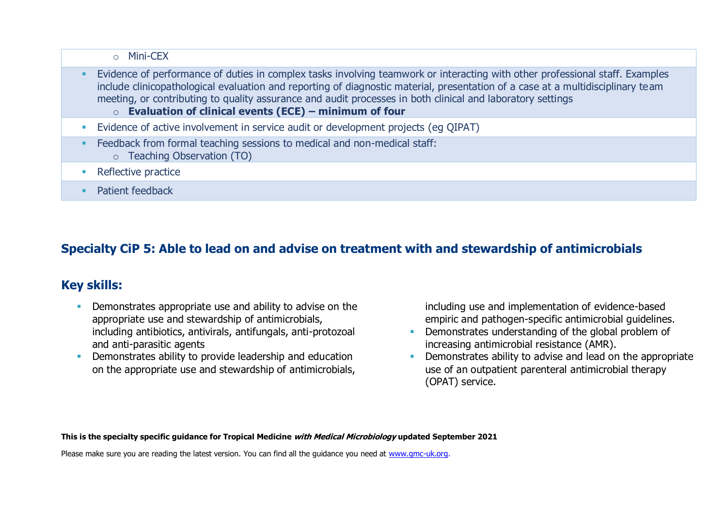- Mini-CEX

- Evidence of performance of duties in complex tasks involving teamwork or interacting with other professional staff. Examples include clinicopathological evaluation and reporting of diagnostic material, presentation of a case at a multidisciplinary team meeting, or contributing to quality assurance and audit processes in both clinical and laboratory settings
    - **Evaluation of clinical events (ECE) – minimum of four**
- Evidence of active involvement in service audit or development projects (eg QIPAT)
- Feedback from formal teaching sessions to medical and non-medical staff:
    - Teaching Observation (TO)
- Reflective practice
- Patient feedback

## Specialty CiP 5: Able to lead on and advise on treatment with and stewardship of antimicrobials

## Key skills:

- Demonstrates appropriate use and ability to advise on the appropriate use and stewardship of antimicrobials, including antibiotics, antivirals, antifungals, anti-protozoal and anti-parasitic agents
- Demonstrates ability to provide leadership and education on the appropriate use and stewardship of antimicrobials, including use and implementation of evidence-based empiric and pathogen-specific antimicrobial guidelines.
- Demonstrates understanding of the global problem of increasing antimicrobial resistance (AMR).
- Demonstrates ability to advise and lead on the appropriate use of an outpatient parenteral antimicrobial therapy (OPAT) service.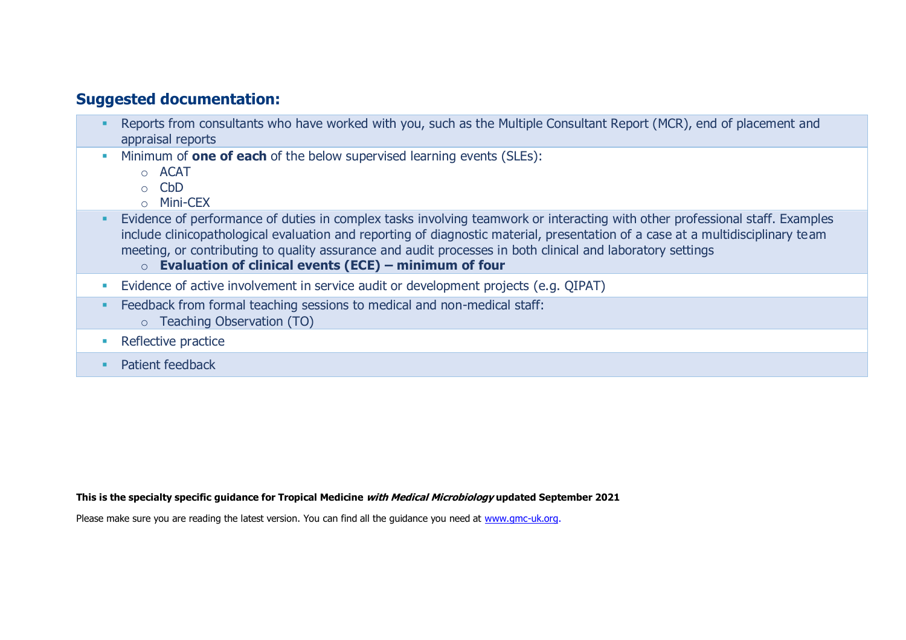## Suggested documentation:

- Reports from consultants who have worked with you, such as the Multiple Consultant Report (MCR), end of placement and appraisal reports
- Minimum of **one of each** of the below supervised learning events (SLEs):
  - ACAT
  - CbD
  - Mini-CEX
- Evidence of performance of duties in complex tasks involving teamwork or interacting with other professional staff. Examples include clinicopathological evaluation and reporting of diagnostic material, presentation of a case at a multidisciplinary team meeting, or contributing to quality assurance and audit processes in both clinical and laboratory settings
  - **Evaluation of clinical events (ECE) – minimum of four**
- Evidence of active involvement in service audit or development projects (e.g. QIPAT)
- Feedback from formal teaching sessions to medical and non-medical staff:
  - Teaching Observation (TO)
- Reflective practice
- Patient feedback

**This is the specialty specific guidance for Tropical Medicine *with Medical Microbiology* updated September 2021**

Please make sure you are reading the latest version. You can find all the guidance you need at www.gmc-uk.org.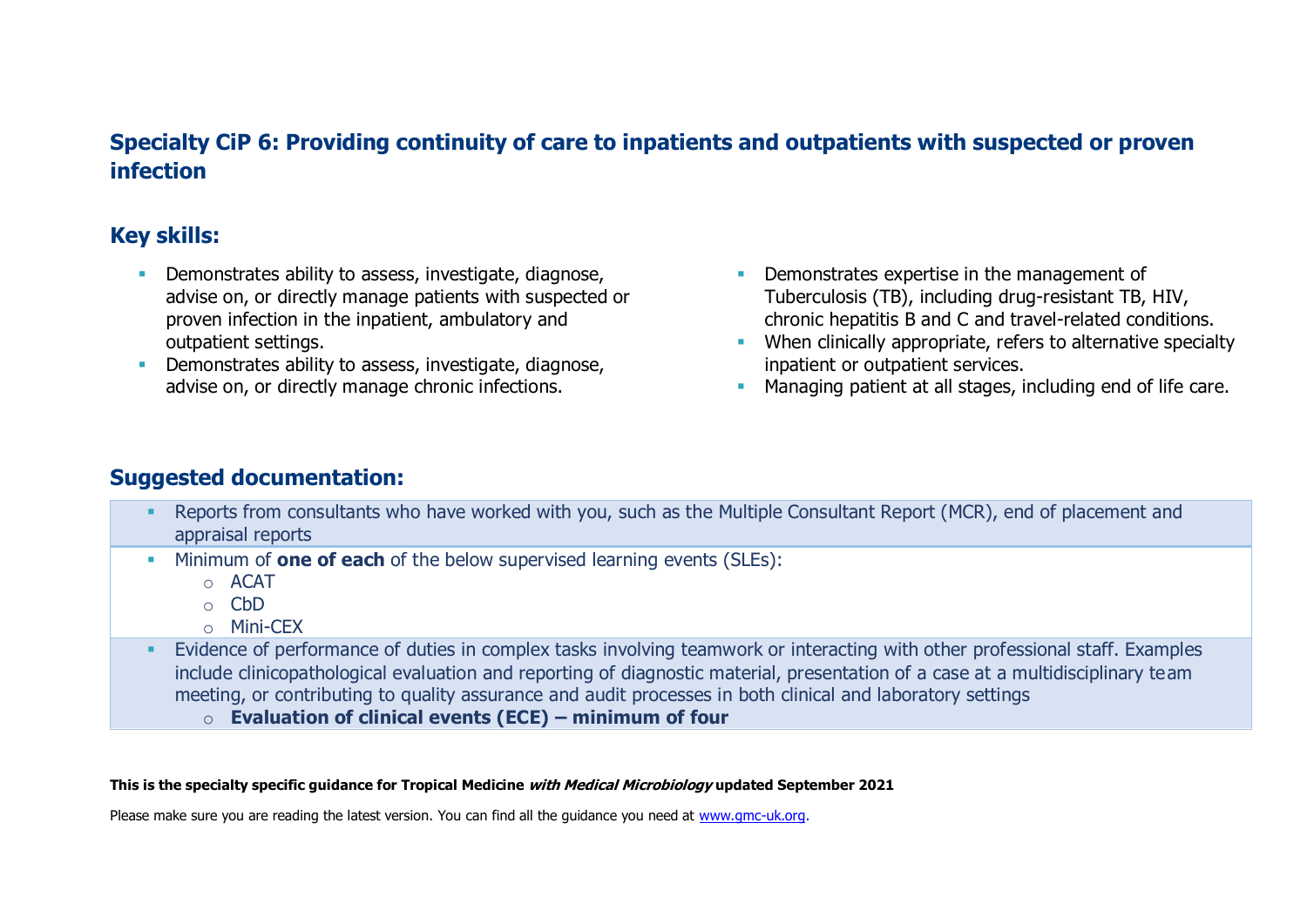## Specialty CiP 6: Providing continuity of care to inpatients and outpatients with suspected or proven infection

### Key skills:

- Demonstrates ability to assess, investigate, diagnose, advise on, or directly manage patients with suspected or proven infection in the inpatient, ambulatory and outpatient settings.
- Demonstrates ability to assess, investigate, diagnose, advise on, or directly manage chronic infections.
- Demonstrates expertise in the management of Tuberculosis (TB), including drug-resistant TB, HIV, chronic hepatitis B and C and travel-related conditions.
- When clinically appropriate, refers to alternative specialty inpatient or outpatient services.
- Managing patient at all stages, including end of life care.

### Suggested documentation:

- Reports from consultants who have worked with you, such as the Multiple Consultant Report (MCR), end of placement and appraisal reports
- Minimum of **one of each** of the below supervised learning events (SLEs):
  - ACAT
  - CbD
  - Mini-CEX
- Evidence of performance of duties in complex tasks involving teamwork or interacting with other professional staff. Examples include clinicopathological evaluation and reporting of diagnostic material, presentation of a case at a multidisciplinary team meeting, or contributing to quality assurance and audit processes in both clinical and laboratory settings
  - **Evaluation of clinical events (ECE) – minimum of four**

**This is the specialty specific guidance for Tropical Medicine *with Medical Microbiology* updated September 2021**

Please make sure you are reading the latest version. You can find all the guidance you need at www.gmc-uk.org.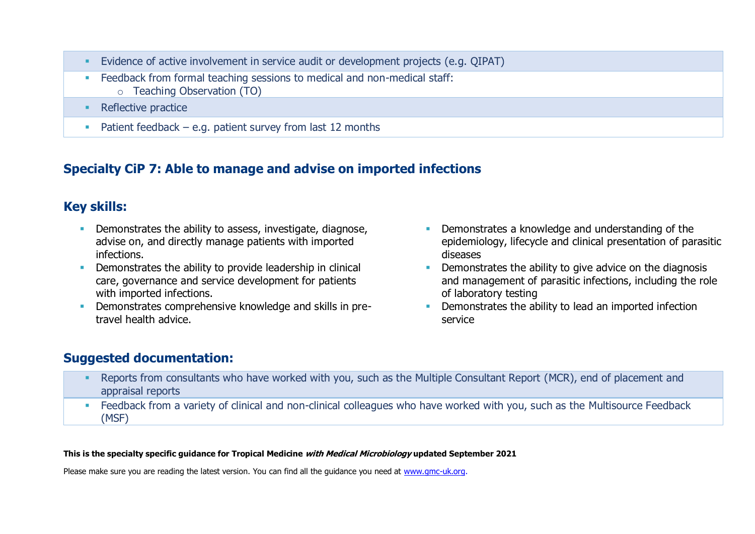- Evidence of active involvement in service audit or development projects (e.g. QIPAT)
- Feedback from formal teaching sessions to medical and non-medical staff:
  - Teaching Observation (TO)
- Reflective practice
- Patient feedback – e.g. patient survey from last 12 months

## Specialty CiP 7: Able to manage and advise on imported infections

### Key skills:

- Demonstrates the ability to assess, investigate, diagnose, advise on, and directly manage patients with imported infections.
- Demonstrates the ability to provide leadership in clinical care, governance and service development for patients with imported infections.
- Demonstrates comprehensive knowledge and skills in pre-travel health advice.
- Demonstrates a knowledge and understanding of the epidemiology, lifecycle and clinical presentation of parasitic diseases
- Demonstrates the ability to give advice on the diagnosis and management of parasitic infections, including the role of laboratory testing
- Demonstrates the ability to lead an imported infection service

### Suggested documentation:

- Reports from consultants who have worked with you, such as the Multiple Consultant Report (MCR), end of placement and appraisal reports
- Feedback from a variety of clinical and non-clinical colleagues who have worked with you, such as the Multisource Feedback (MSF)

**This is the specialty specific guidance for Tropical Medicine *with Medical Microbiology* updated September 2021**

Please make sure you are reading the latest version. You can find all the guidance you need at www.gmc-uk.org.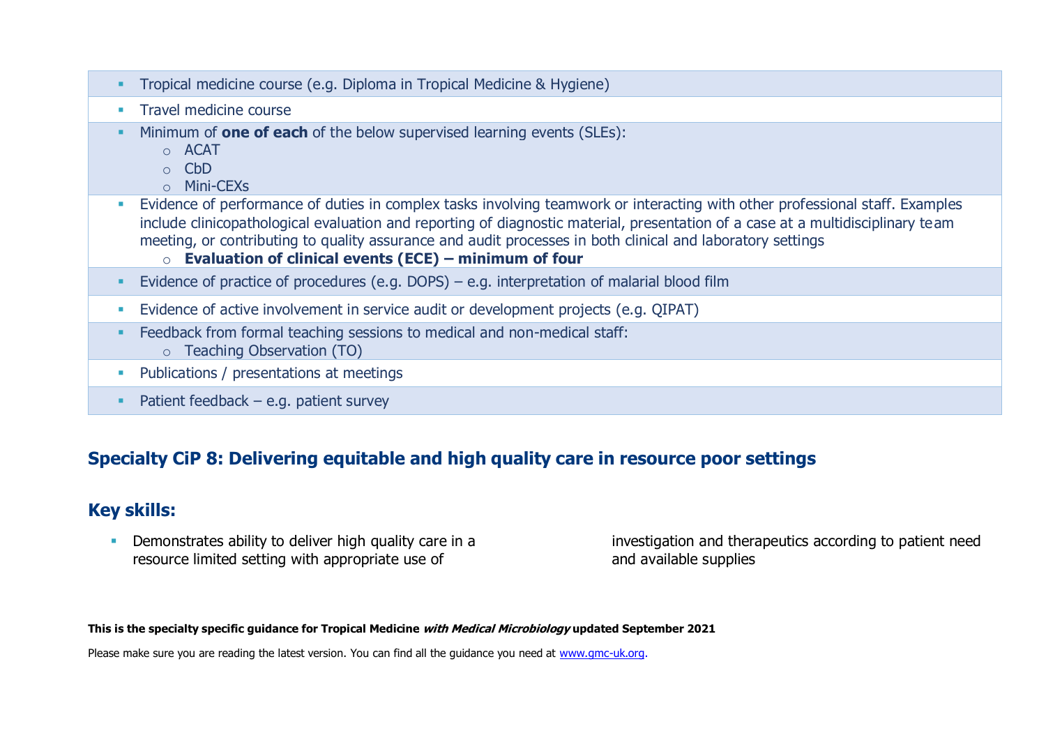- Tropical medicine course (e.g. Diploma in Tropical Medicine & Hygiene)
- Travel medicine course
- Minimum of **one of each** of the below supervised learning events (SLEs):
  - ACAT
  - CbD
  - Mini-CEXs
- Evidence of performance of duties in complex tasks involving teamwork or interacting with other professional staff. Examples include clinicopathological evaluation and reporting of diagnostic material, presentation of a case at a multidisciplinary team meeting, or contributing to quality assurance and audit processes in both clinical and laboratory settings
  - **Evaluation of clinical events (ECE) – minimum of four**
- Evidence of practice of procedures (e.g. DOPS) – e.g. interpretation of malarial blood film
- Evidence of active involvement in service audit or development projects (e.g. QIPAT)
- Feedback from formal teaching sessions to medical and non-medical staff:
  - Teaching Observation (TO)
- Publications / presentations at meetings
- Patient feedback – e.g. patient survey

## Specialty CiP 8: Delivering equitable and high quality care in resource poor settings

## Key skills:

- Demonstrates ability to deliver high quality care in a resource limited setting with appropriate use of investigation and therapeutics according to patient need and available supplies

**This is the specialty specific guidance for Tropical Medicine *with Medical Microbiology* updated September 2021**

Please make sure you are reading the latest version. You can find all the guidance you need at www.gmc-uk.org.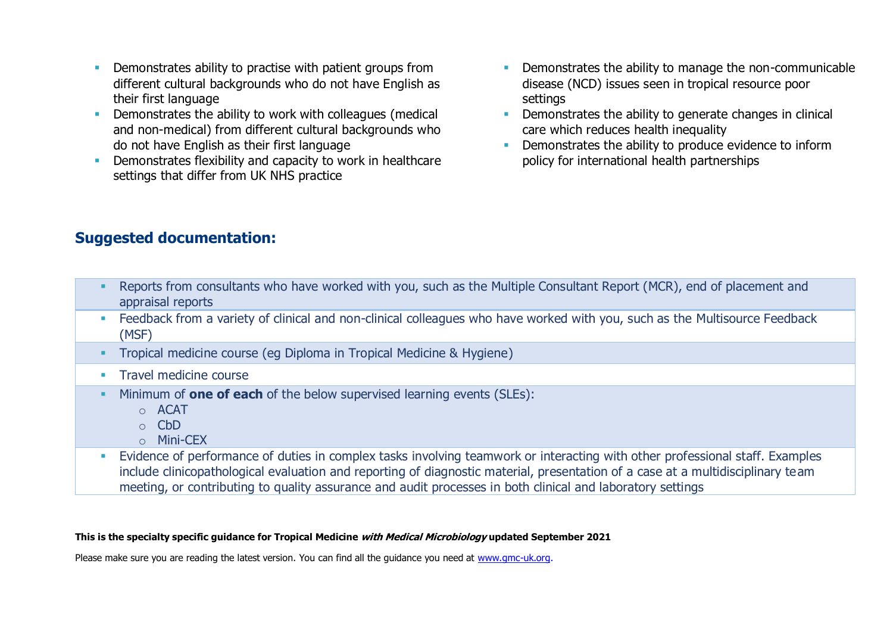- Demonstrates ability to practise with patient groups from different cultural backgrounds who do not have English as their first language
- Demonstrates the ability to work with colleagues (medical and non-medical) from different cultural backgrounds who do not have English as their first language
- Demonstrates flexibility and capacity to work in healthcare settings that differ from UK NHS practice
- Demonstrates the ability to manage the non-communicable disease (NCD) issues seen in tropical resource poor settings
- Demonstrates the ability to generate changes in clinical care which reduces health inequality
- Demonstrates the ability to produce evidence to inform policy for international health partnerships

## Suggested documentation:

- Reports from consultants who have worked with you, such as the Multiple Consultant Report (MCR), end of placement and appraisal reports
- Feedback from a variety of clinical and non-clinical colleagues who have worked with you, such as the Multisource Feedback (MSF)
- Tropical medicine course (eg Diploma in Tropical Medicine & Hygiene)
- Travel medicine course
- Minimum of **one of each** of the below supervised learning events (SLEs):
  - ACAT
  - CbD
  - Mini-CEX
- Evidence of performance of duties in complex tasks involving teamwork or interacting with other professional staff. Examples include clinicopathological evaluation and reporting of diagnostic material, presentation of a case at a multidisciplinary team meeting, or contributing to quality assurance and audit processes in both clinical and laboratory settings

**This is the specialty specific guidance for Tropical Medicine *with Medical Microbiology* updated September 2021**

Please make sure you are reading the latest version. You can find all the guidance you need at www.gmc-uk.org.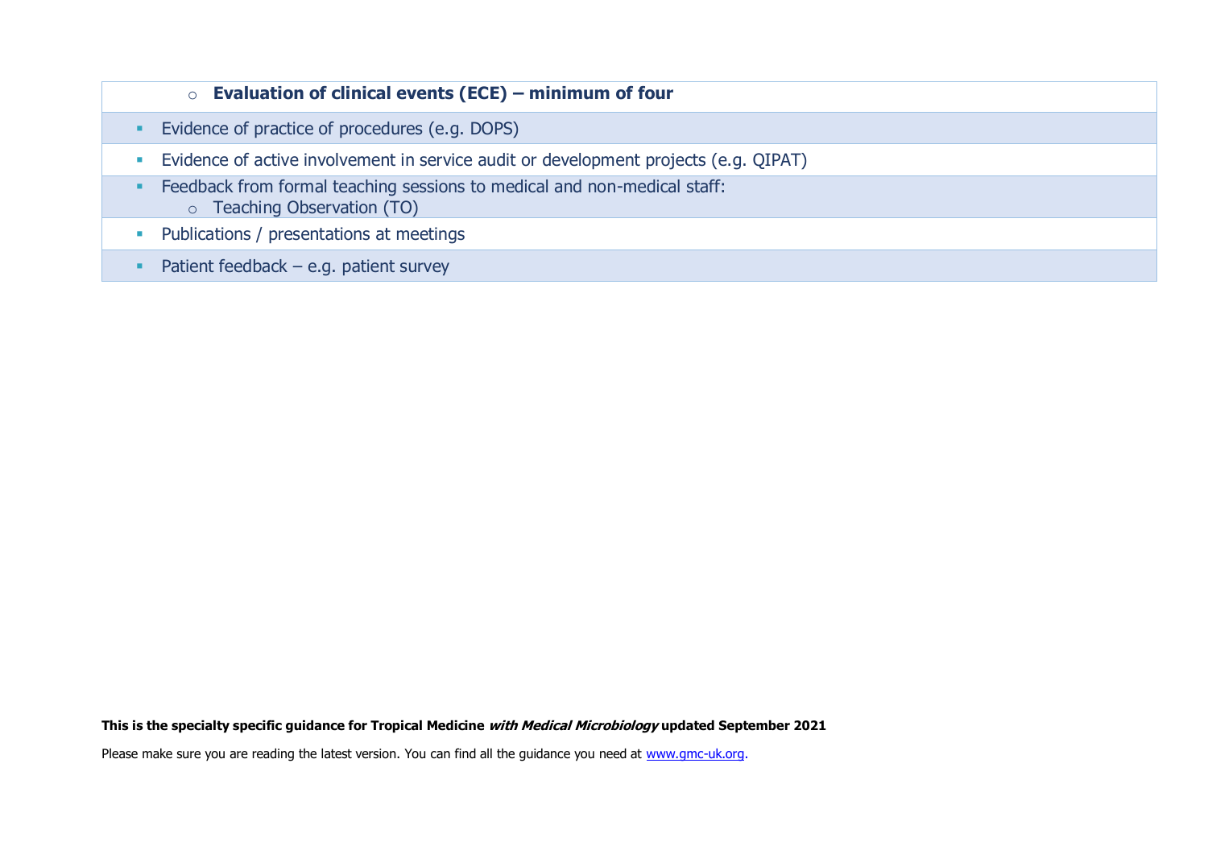| |
|---|
| - **Evaluation of clinical events (ECE) – minimum of four** |
| - Evidence of practice of procedures (e.g. DOPS) |
| - Evidence of active involvement in service audit or development projects (e.g. QIPAT) |
| - Feedback from formal teaching sessions to medical and non-medical staff: <br> - Teaching Observation (TO) |
| - Publications / presentations at meetings |
| - Patient feedback – e.g. patient survey |

**This is the specialty specific guidance for Tropical Medicine *with Medical Microbiology* updated September 2021**

Please make sure you are reading the latest version. You can find all the guidance you need at [www.gmc-uk.org](http://www.gmc-uk.org).